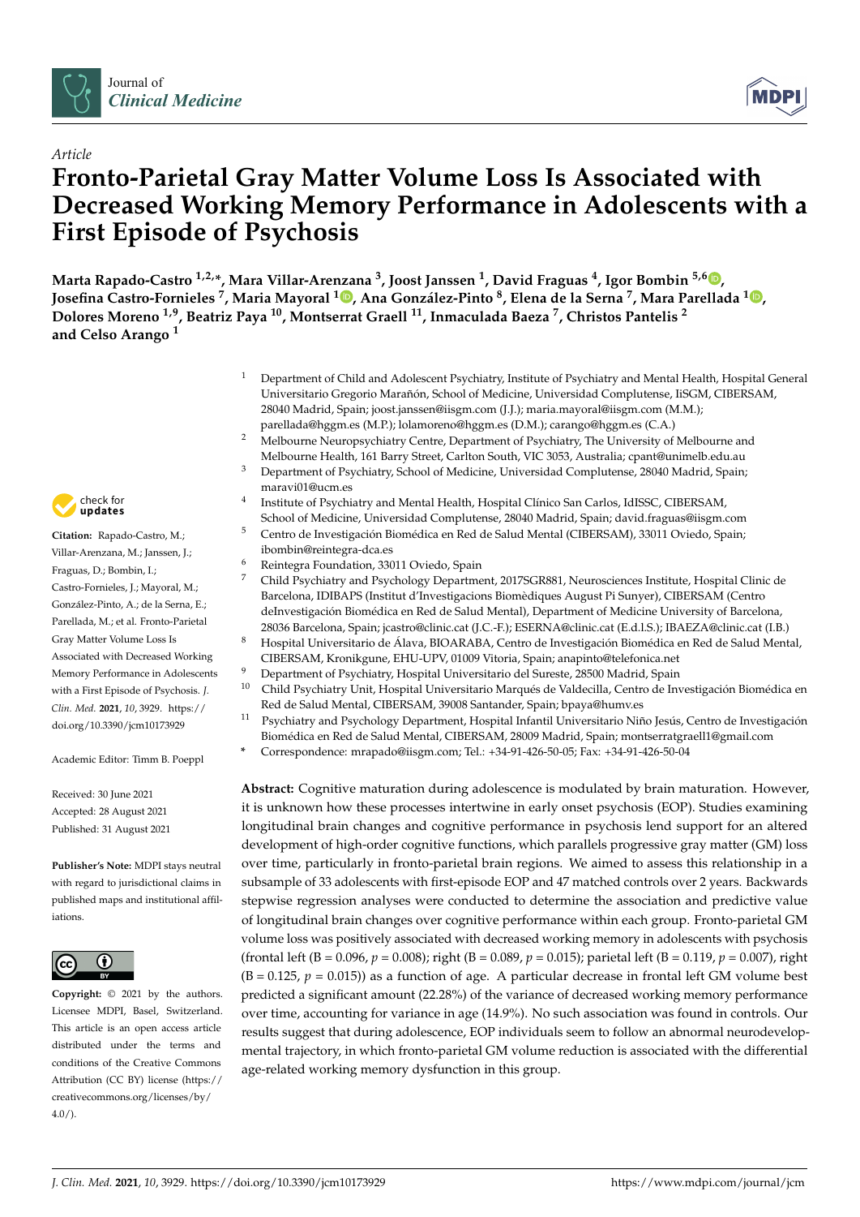*Article*

# Fronto-Parietal Gray Matter Volume Loss Is Associated with Decreased Working Memory Performance in Adolescents with a First Episode of Psychosis

**Marta Rapado-Castro [1,2,*], Mara Villar-Arenzana [3], Joost Janssen [1], David Fraguas [4], Igor Bombin [5,6], Josefina Castro-Fornieles [7], Maria Mayoral [1], Ana González-Pinto [8], Elena de la Serna [7], Mara Parellada [1], Dolores Moreno [1,9], Beatriz Paya [10], Montserrat Graell [11], Inmaculada Baeza [7], Christos Pantelis [2] and Celso Arango [1]**

[1] Department of Child and Adolescent Psychiatry, Institute of Psychiatry and Mental Health, Hospital General Universitario Gregorio Marañón, School of Medicine, Universidad Complutense, IiSGM, CIBERSAM, 28040 Madrid, Spain; joost.janssen@iisgm.com (J.J.); maria.mayoral@iisgm.com (M.M.); parellada@hggm.es (M.P.); lolamoreno@hggm.es (D.M.); carango@hggm.es (C.A.)

[2] Melbourne Neuropsychiatry Centre, Department of Psychiatry, The University of Melbourne and Melbourne Health, 161 Barry Street, Carlton South, VIC 3053, Australia; cpant@unimelb.edu.au

[3] Department of Psychiatry, School of Medicine, Universidad Complutense, 28040 Madrid, Spain; maravi01@ucm.es

[4] Institute of Psychiatry and Mental Health, Hospital Clínico San Carlos, IdISSC, CIBERSAM, School of Medicine, Universidad Complutense, 28040 Madrid, Spain; david.fraguas@iisgm.com

[5] Centro de Investigación Biomédica en Red de Salud Mental (CIBERSAM), 33011 Oviedo, Spain; ibombin@reintegra-dca.es

[6] Reintegra Foundation, 33011 Oviedo, Spain

[7] Child Psychiatry and Psychology Department, 2017SGR881, Neurosciences Institute, Hospital Clinic de Barcelona, IDIBAPS (Institut d'Investigacions Biomèdiques August Pi Sunyer), CIBERSAM (Centro deInvestigación Biomédica en Red de Salud Mental), Department of Medicine University of Barcelona, 28036 Barcelona, Spain; jcastro@clinic.cat (J.C.-F.); ESERNA@clinic.cat (E.d.l.S.); IBAEZA@clinic.cat (I.B.)

[8] Hospital Universitario de Álava, BIOARABA, Centro de Investigación Biomédica en Red de Salud Mental, CIBERSAM, Kronikgune, EHU-UPV, 01009 Vitoria, Spain; anapinto@telefonica.net

[9] Department of Psychiatry, Hospital Universitario del Sureste, 28500 Madrid, Spain

[10] Child Psychiatry Unit, Hospital Universitario Marqués de Valdecilla, Centro de Investigación Biomédica en Red de Salud Mental, CIBERSAM, 39008 Santander, Spain; bpaya@humv.es

[11] Psychiatry and Psychology Department, Hospital Infantil Universitario Niño Jesús, Centro de Investigación Biomédica en Red de Salud Mental, CIBERSAM, 28009 Madrid, Spain; montserratgraell1@gmail.com

* Correspondence: mrapado@iisgm.com; Tel.: +34-91-426-50-05; Fax: +34-91-426-50-04

**Citation:** Rapado-Castro, M.; Villar-Arenzana, M.; Janssen, J.; Fraguas, D.; Bombin, I.; Castro-Fornieles, J.; Mayoral, M.; González-Pinto, A.; de la Serna, E.; Parellada, M.; et al. Fronto-Parietal Gray Matter Volume Loss Is Associated with Decreased Working Memory Performance in Adolescents with a First Episode of Psychosis. *J. Clin. Med.* **2021**, *10*, 3929. https://doi.org/10.3390/jcm10173929

Academic Editor: Timm B. Poeppl

Received: 30 June 2021
Accepted: 28 August 2021
Published: 31 August 2021

**Publisher's Note:** MDPI stays neutral with regard to jurisdictional claims in published maps and institutional affiliations.

**Copyright:** © 2021 by the authors. Licensee MDPI, Basel, Switzerland. This article is an open access article distributed under the terms and conditions of the Creative Commons Attribution (CC BY) license (https://creativecommons.org/licenses/by/4.0/).

**Abstract:** Cognitive maturation during adolescence is modulated by brain maturation. However, it is unknown how these processes intertwine in early onset psychosis (EOP). Studies examining longitudinal brain changes and cognitive performance in psychosis lend support for an altered development of high-order cognitive functions, which parallels progressive gray matter (GM) loss over time, particularly in fronto-parietal brain regions. We aimed to assess this relationship in a subsample of 33 adolescents with first-episode EOP and 47 matched controls over 2 years. Backwards stepwise regression analyses were conducted to determine the association and predictive value of longitudinal brain changes over cognitive performance within each group. Fronto-parietal GM volume loss was positively associated with decreased working memory in adolescents with psychosis (frontal left (B = 0.096, $p = 0.008$); right (B = 0.089, $p = 0.015$); parietal left (B = 0.119, $p = 0.007$), right (B = 0.125, $p = 0.015$)) as a function of age. A particular decrease in frontal left GM volume best predicted a significant amount (22.28%) of the variance of decreased working memory performance over time, accounting for variance in age (14.9%). No such association was found in controls. Our results suggest that during adolescence, EOP individuals seem to follow an abnormal neurodevelopmental trajectory, in which fronto-parietal GM volume reduction is associated with the differential age-related working memory dysfunction in this group.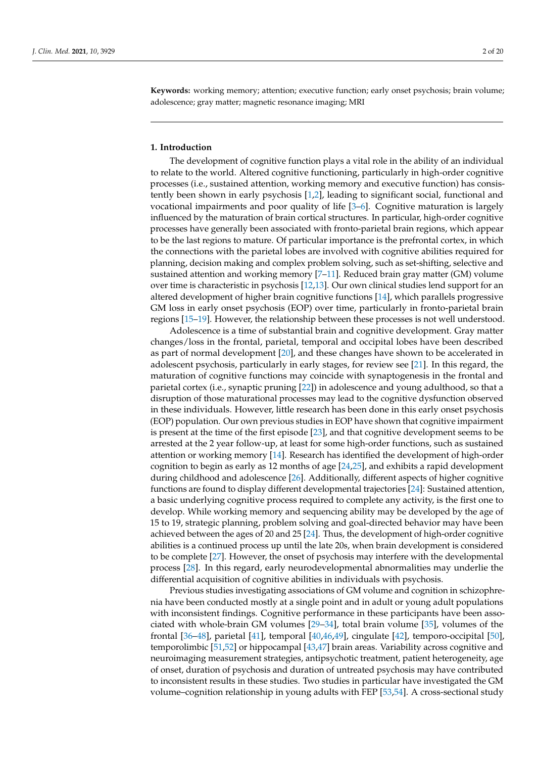**Keywords:** working memory; attention; executive function; early onset psychosis; brain volume; adolescence; gray matter; magnetic resonance imaging; MRI

## 1. Introduction

The development of cognitive function plays a vital role in the ability of an individual to relate to the world. Altered cognitive functioning, particularly in high-order cognitive processes (i.e., sustained attention, working memory and executive function) has consistently been shown in early psychosis [1,2], leading to significant social, functional and vocational impairments and poor quality of life [3–6]. Cognitive maturation is largely influenced by the maturation of brain cortical structures. In particular, high-order cognitive processes have generally been associated with fronto-parietal brain regions, which appear to be the last regions to mature. Of particular importance is the prefrontal cortex, in which the connections with the parietal lobes are involved with cognitive abilities required for planning, decision making and complex problem solving, such as set-shifting, selective and sustained attention and working memory [7–11]. Reduced brain gray matter (GM) volume over time is characteristic in psychosis [12,13]. Our own clinical studies lend support for an altered development of higher brain cognitive functions [14], which parallels progressive GM loss in early onset psychosis (EOP) over time, particularly in fronto-parietal brain regions [15–19]. However, the relationship between these processes is not well understood.

Adolescence is a time of substantial brain and cognitive development. Gray matter changes/loss in the frontal, parietal, temporal and occipital lobes have been described as part of normal development [20], and these changes have shown to be accelerated in adolescent psychosis, particularly in early stages, for review see [21]. In this regard, the maturation of cognitive functions may coincide with synaptogenesis in the frontal and parietal cortex (i.e., synaptic pruning [22]) in adolescence and young adulthood, so that a disruption of those maturational processes may lead to the cognitive dysfunction observed in these individuals. However, little research has been done in this early onset psychosis (EOP) population. Our own previous studies in EOP have shown that cognitive impairment is present at the time of the first episode [23], and that cognitive development seems to be arrested at the 2 year follow-up, at least for some high-order functions, such as sustained attention or working memory [14]. Research has identified the development of high-order cognition to begin as early as 12 months of age [24,25], and exhibits a rapid development during childhood and adolescence [26]. Additionally, different aspects of higher cognitive functions are found to display different developmental trajectories [24]: Sustained attention, a basic underlying cognitive process required to complete any activity, is the first one to develop. While working memory and sequencing ability may be developed by the age of 15 to 19, strategic planning, problem solving and goal-directed behavior may have been achieved between the ages of 20 and 25 [24]. Thus, the development of high-order cognitive abilities is a continued process up until the late 20s, when brain development is considered to be complete [27]. However, the onset of psychosis may interfere with the developmental process [28]. In this regard, early neurodevelopmental abnormalities may underlie the differential acquisition of cognitive abilities in individuals with psychosis.

Previous studies investigating associations of GM volume and cognition in schizophrenia have been conducted mostly at a single point and in adult or young adult populations with inconsistent findings. Cognitive performance in these participants have been associated with whole-brain GM volumes [29–34], total brain volume [35], volumes of the frontal [36–48], parietal [41], temporal [40,46,49], cingulate [42], temporo-occipital [50], temporolimbic [51,52] or hippocampal [43,47] brain areas. Variability across cognitive and neuroimaging measurement strategies, antipsychotic treatment, patient heterogeneity, age of onset, duration of psychosis and duration of untreated psychosis may have contributed to inconsistent results in these studies. Two studies in particular have investigated the GM volume–cognition relationship in young adults with FEP [53,54]. A cross-sectional study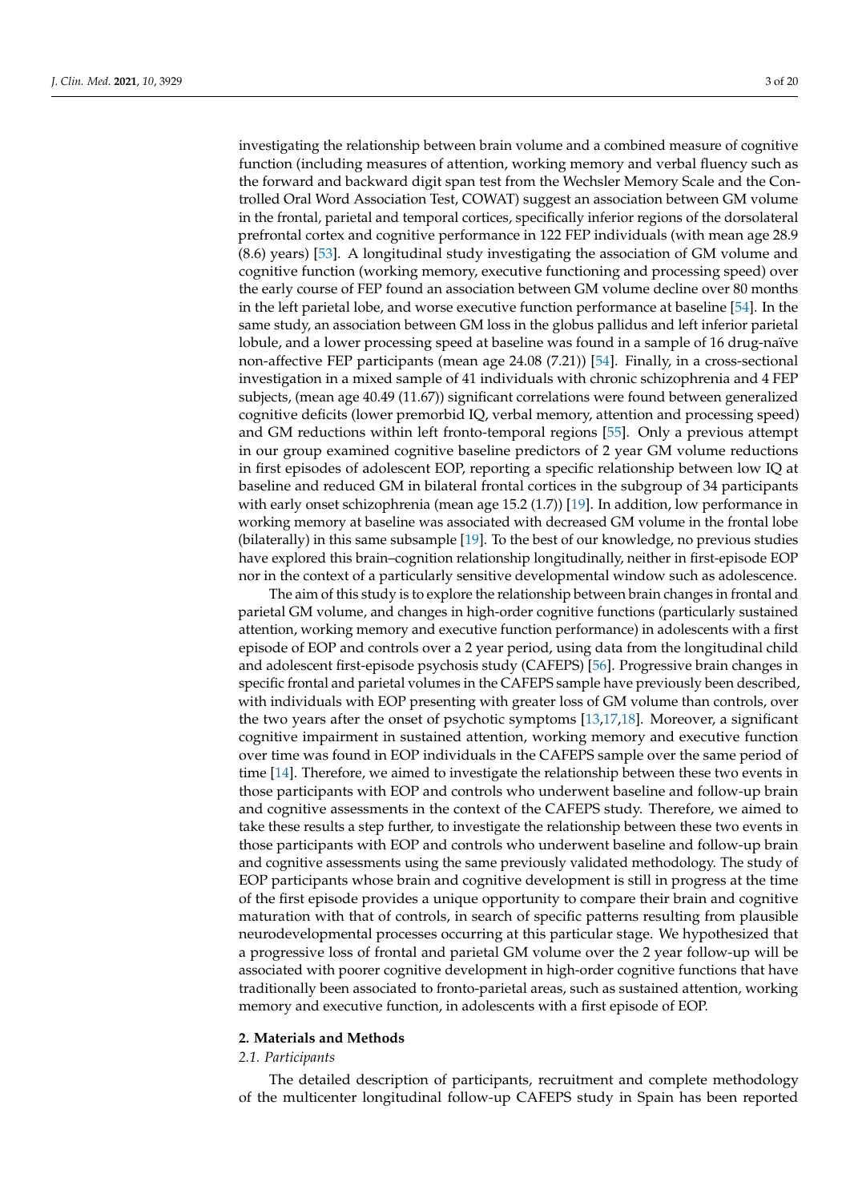investigating the relationship between brain volume and a combined measure of cognitive function (including measures of attention, working memory and verbal fluency such as the forward and backward digit span test from the Wechsler Memory Scale and the Controlled Oral Word Association Test, COWAT) suggest an association between GM volume in the frontal, parietal and temporal cortices, specifically inferior regions of the dorsolateral prefrontal cortex and cognitive performance in 122 FEP individuals (with mean age 28.9 (8.6) years) [53]. A longitudinal study investigating the association of GM volume and cognitive function (working memory, executive functioning and processing speed) over the early course of FEP found an association between GM volume decline over 80 months in the left parietal lobe, and worse executive function performance at baseline [54]. In the same study, an association between GM loss in the globus pallidus and left inferior parietal lobule, and a lower processing speed at baseline was found in a sample of 16 drug-naïve non-affective FEP participants (mean age 24.08 (7.21)) [54]. Finally, in a cross-sectional investigation in a mixed sample of 41 individuals with chronic schizophrenia and 4 FEP subjects, (mean age 40.49 (11.67)) significant correlations were found between generalized cognitive deficits (lower premorbid IQ, verbal memory, attention and processing speed) and GM reductions within left fronto-temporal regions [55]. Only a previous attempt in our group examined cognitive baseline predictors of 2 year GM volume reductions in first episodes of adolescent EOP, reporting a specific relationship between low IQ at baseline and reduced GM in bilateral frontal cortices in the subgroup of 34 participants with early onset schizophrenia (mean age 15.2 (1.7)) [19]. In addition, low performance in working memory at baseline was associated with decreased GM volume in the frontal lobe (bilaterally) in this same subsample [19]. To the best of our knowledge, no previous studies have explored this brain–cognition relationship longitudinally, neither in first-episode EOP nor in the context of a particularly sensitive developmental window such as adolescence.

The aim of this study is to explore the relationship between brain changes in frontal and parietal GM volume, and changes in high-order cognitive functions (particularly sustained attention, working memory and executive function performance) in adolescents with a first episode of EOP and controls over a 2 year period, using data from the longitudinal child and adolescent first-episode psychosis study (CAFEPS) [56]. Progressive brain changes in specific frontal and parietal volumes in the CAFEPS sample have previously been described, with individuals with EOP presenting with greater loss of GM volume than controls, over the two years after the onset of psychotic symptoms [13,17,18]. Moreover, a significant cognitive impairment in sustained attention, working memory and executive function over time was found in EOP individuals in the CAFEPS sample over the same period of time [14]. Therefore, we aimed to investigate the relationship between these two events in those participants with EOP and controls who underwent baseline and follow-up brain and cognitive assessments in the context of the CAFEPS study. Therefore, we aimed to take these results a step further, to investigate the relationship between these two events in those participants with EOP and controls who underwent baseline and follow-up brain and cognitive assessments using the same previously validated methodology. The study of EOP participants whose brain and cognitive development is still in progress at the time of the first episode provides a unique opportunity to compare their brain and cognitive maturation with that of controls, in search of specific patterns resulting from plausible neurodevelopmental processes occurring at this particular stage. We hypothesized that a progressive loss of frontal and parietal GM volume over the 2 year follow-up will be associated with poorer cognitive development in high-order cognitive functions that have traditionally been associated to fronto-parietal areas, such as sustained attention, working memory and executive function, in adolescents with a first episode of EOP.

## 2. Materials and Methods

### *2.1. Participants*

The detailed description of participants, recruitment and complete methodology of the multicenter longitudinal follow-up CAFEPS study in Spain has been reported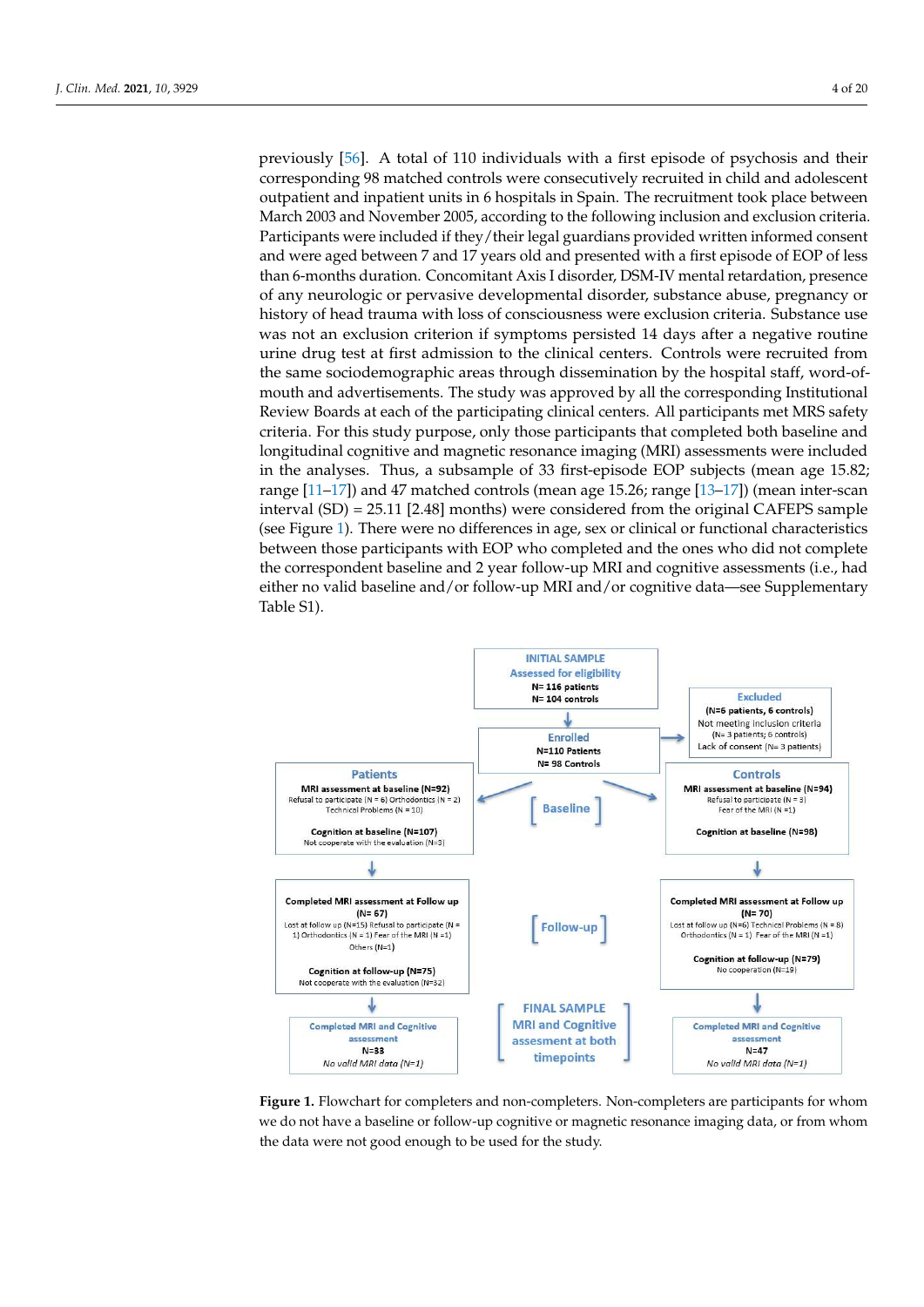previously [56]. A total of 110 individuals with a first episode of psychosis and their corresponding 98 matched controls were consecutively recruited in child and adolescent outpatient and inpatient units in 6 hospitals in Spain. The recruitment took place between March 2003 and November 2005, according to the following inclusion and exclusion criteria. Participants were included if they/their legal guardians provided written informed consent and were aged between 7 and 17 years old and presented with a first episode of EOP of less than 6-months duration. Concomitant Axis I disorder, DSM-IV mental retardation, presence of any neurologic or pervasive developmental disorder, substance abuse, pregnancy or history of head trauma with loss of consciousness were exclusion criteria. Substance use was not an exclusion criterion if symptoms persisted 14 days after a negative routine urine drug test at first admission to the clinical centers. Controls were recruited from the same sociodemographic areas through dissemination by the hospital staff, word-of-mouth and advertisements. The study was approved by all the corresponding Institutional Review Boards at each of the participating clinical centers. All participants met MRS safety criteria. For this study purpose, only those participants that completed both baseline and longitudinal cognitive and magnetic resonance imaging (MRI) assessments were included in the analyses. Thus, a subsample of 33 first-episode EOP subjects (mean age 15.82; range [11–17]) and 47 matched controls (mean age 15.26; range [13–17]) (mean inter-scan interval (SD) = 25.11 [2.48] months) were considered from the original CAFEPS sample (see Figure 1). There were no differences in age, sex or clinical or functional characteristics between those participants with EOP who completed and the ones who did not complete the correspondent baseline and 2 year follow-up MRI and cognitive assessments (i.e., had either no valid baseline and/or follow-up MRI and/or cognitive data—see Supplementary Table S1).

**INITIAL SAMPLE**
Assessed for eligibility
N= 116 patients
N= 104 controls

**Excluded**
(N=6 patients, 6 controls)
Not meeting inclusion criteria
(N= 3 patients; 6 controls)
Lack of consent (N= 3 patients)

**Enrolled**
N=110 Patients
N= 98 Controls

**Baseline**

**Patients**
MRI assessment at baseline (N=92)
Refusal to participate (N = 6) Orthodontics (N = 2)
Technical Problems (N = 10)

Cognition at baseline (N=107)
Not cooperate with the evaluation (N=3)

**Controls**
MRI assessment at baseline (N=94)
Refusal to participate (N = 3)
Fear of the MRI (N =1)

Cognition at baseline (N=98)

**Follow-up**

Completed MRI assessment at Follow up (N= 67)
Lost at follow up (N=15) Refusal to participate (N = 1) Orthodontics (N = 1) Fear of the MRI (N =1)
Others (N=1)

Cognition at follow-up (N=75)
Not cooperate with the evaluation (N=32)

Completed MRI assessment at Follow up (N= 70)
Lost at follow up (N=6) Technical Problems (N = 8)
Orthodontics (N = 1) Fear of the MRI (N =1)

Cognition at follow-up (N=79)
No cooperation (N=19)

**FINAL SAMPLE**
MRI and Cognitive assessment at both timepoints

Completed MRI and Cognitive assessment
N=33
*No valid MRI data (N=1)*

Completed MRI and Cognitive assessment
N=47
*No valid MRI data (N=1)*

**Figure 1.** Flowchart for completers and non-completers. Non-completers are participants for whom we do not have a baseline or follow-up cognitive or magnetic resonance imaging data, or from whom the data were not good enough to be used for the study.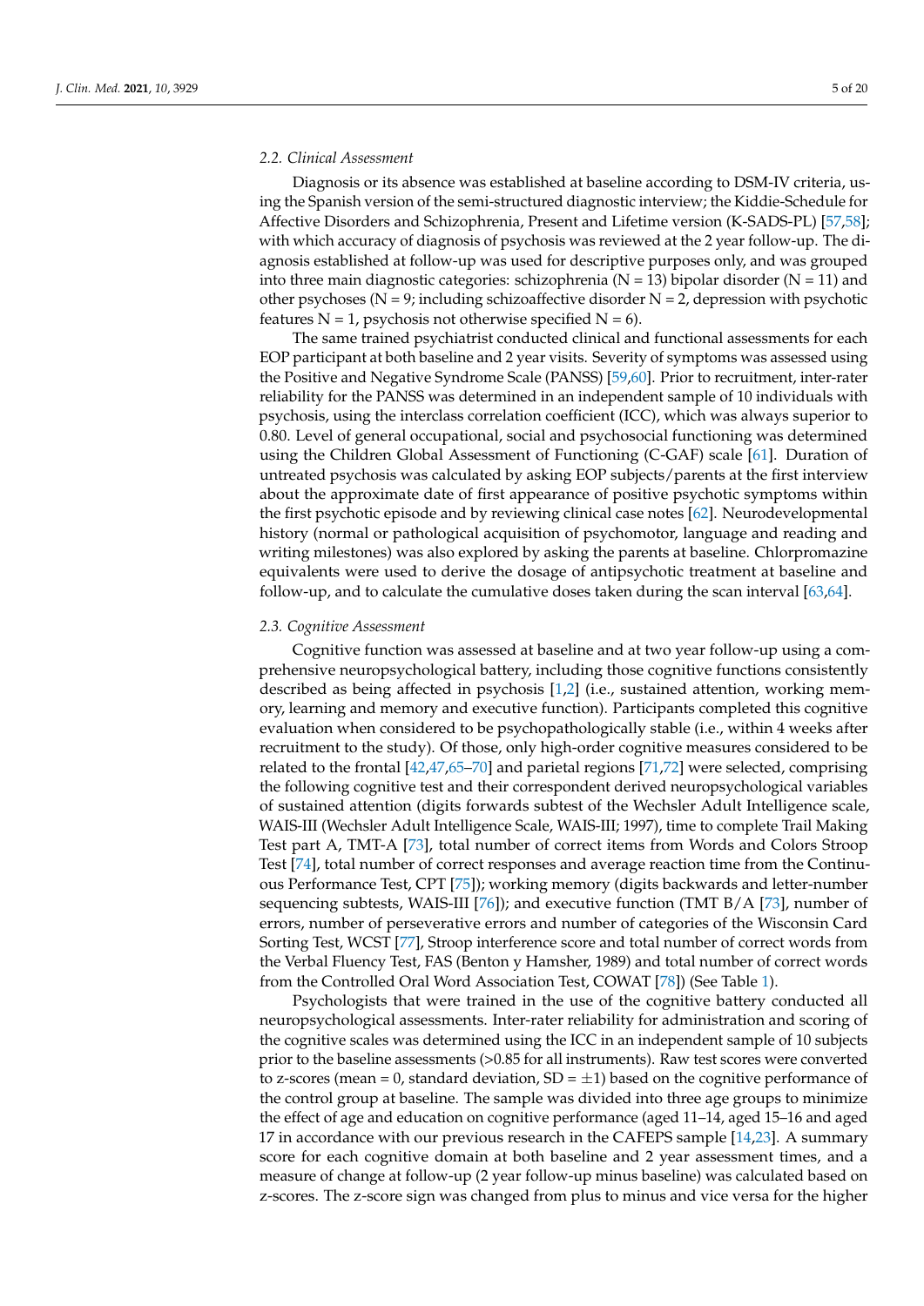### 2.2. Clinical Assessment

Diagnosis or its absence was established at baseline according to DSM-IV criteria, using the Spanish version of the semi-structured diagnostic interview; the Kiddie-Schedule for Affective Disorders and Schizophrenia, Present and Lifetime version (K-SADS-PL) [57,58]; with which accuracy of diagnosis of psychosis was reviewed at the 2 year follow-up. The diagnosis established at follow-up was used for descriptive purposes only, and was grouped into three main diagnostic categories: schizophrenia (N = 13) bipolar disorder (N = 11) and other psychoses (N = 9; including schizoaffective disorder N = 2, depression with psychotic features N = 1, psychosis not otherwise specified N = 6).

The same trained psychiatrist conducted clinical and functional assessments for each EOP participant at both baseline and 2 year visits. Severity of symptoms was assessed using the Positive and Negative Syndrome Scale (PANSS) [59,60]. Prior to recruitment, inter-rater reliability for the PANSS was determined in an independent sample of 10 individuals with psychosis, using the interclass correlation coefficient (ICC), which was always superior to 0.80. Level of general occupational, social and psychosocial functioning was determined using the Children Global Assessment of Functioning (C-GAF) scale [61]. Duration of untreated psychosis was calculated by asking EOP subjects/parents at the first interview about the approximate date of first appearance of positive psychotic symptoms within the first psychotic episode and by reviewing clinical case notes [62]. Neurodevelopmental history (normal or pathological acquisition of psychomotor, language and reading and writing milestones) was also explored by asking the parents at baseline. Chlorpromazine equivalents were used to derive the dosage of antipsychotic treatment at baseline and follow-up, and to calculate the cumulative doses taken during the scan interval [63,64].

### 2.3. Cognitive Assessment

Cognitive function was assessed at baseline and at two year follow-up using a comprehensive neuropsychological battery, including those cognitive functions consistently described as being affected in psychosis [1,2] (i.e., sustained attention, working memory, learning and memory and executive function). Participants completed this cognitive evaluation when considered to be psychopathologically stable (i.e., within 4 weeks after recruitment to the study). Of those, only high-order cognitive measures considered to be related to the frontal [42,47,65–70] and parietal regions [71,72] were selected, comprising the following cognitive test and their correspondent derived neuropsychological variables of sustained attention (digits forwards subtest of the Wechsler Adult Intelligence scale, WAIS-III (Wechsler Adult Intelligence Scale, WAIS-III; 1997), time to complete Trail Making Test part A, TMT-A [73], total number of correct items from Words and Colors Stroop Test [74], total number of correct responses and average reaction time from the Continuous Performance Test, CPT [75]); working memory (digits backwards and letter-number sequencing subtests, WAIS-III [76]); and executive function (TMT B/A [73], number of errors, number of perseverative errors and number of categories of the Wisconsin Card Sorting Test, WCST [77], Stroop interference score and total number of correct words from the Verbal Fluency Test, FAS (Benton y Hamsher, 1989) and total number of correct words from the Controlled Oral Word Association Test, COWAT [78]) (See Table 1).

Psychologists that were trained in the use of the cognitive battery conducted all neuropsychological assessments. Inter-rater reliability for administration and scoring of the cognitive scales was determined using the ICC in an independent sample of 10 subjects prior to the baseline assessments (>0.85 for all instruments). Raw test scores were converted to z-scores (mean = 0, standard deviation, SD = ±1) based on the cognitive performance of the control group at baseline. The sample was divided into three age groups to minimize the effect of age and education on cognitive performance (aged 11–14, aged 15–16 and aged 17 in accordance with our previous research in the CAFEPS sample [14,23]. A summary score for each cognitive domain at both baseline and 2 year assessment times, and a measure of change at follow-up (2 year follow-up minus baseline) was calculated based on z-scores. The z-score sign was changed from plus to minus and vice versa for the higher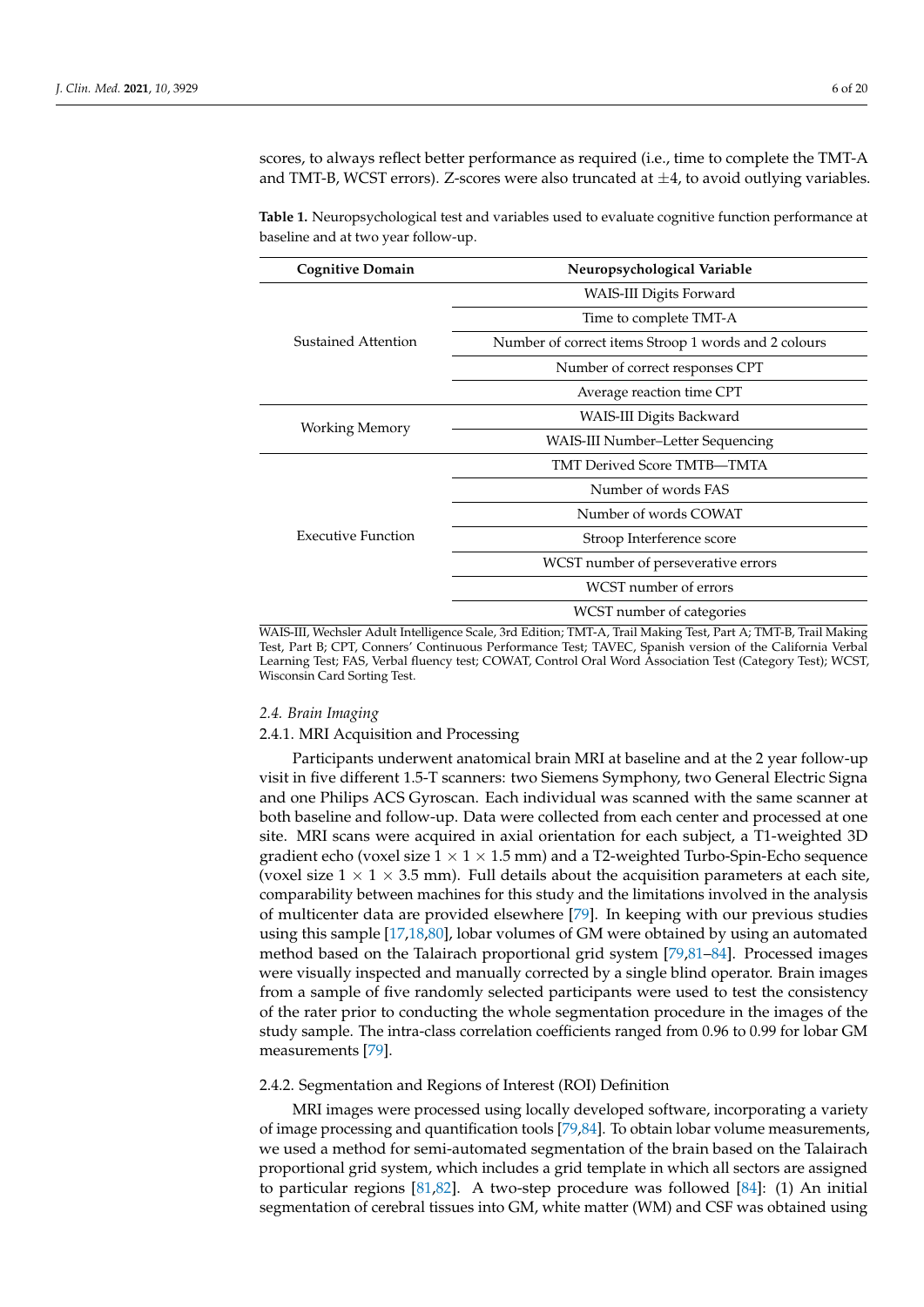scores, to always reflect better performance as required (i.e., time to complete the TMT-A and TMT-B, WCST errors). Z-scores were also truncated at ±4, to avoid outlying variables.

**Table 1.** Neuropsychological test and variables used to evaluate cognitive function performance at baseline and at two year follow-up.

| Cognitive Domain | Neuropsychological Variable |
|---|---|
| Sustained Attention | WAIS-III Digits Forward |
| | Time to complete TMT-A |
| | Number of correct items Stroop 1 words and 2 colours |
| | Number of correct responses CPT |
| | Average reaction time CPT |
| Working Memory | WAIS-III Digits Backward |
| | WAIS-III Number–Letter Sequencing |
| Executive Function | TMT Derived Score TMTB—TMTA |
| | Number of words FAS |
| | Number of words COWAT |
| | Stroop Interference score |
| | WCST number of perseverative errors |
| | WCST number of errors |
| | WCST number of categories |

WAIS-III, Wechsler Adult Intelligence Scale, 3rd Edition; TMT-A, Trail Making Test, Part A; TMT-B, Trail Making Test, Part B; CPT, Conners' Continuous Performance Test; TAVEC, Spanish version of the California Verbal Learning Test; FAS, Verbal fluency test; COWAT, Control Oral Word Association Test (Category Test); WCST, Wisconsin Card Sorting Test.

### *2.4. Brain Imaging*

#### 2.4.1. MRI Acquisition and Processing

Participants underwent anatomical brain MRI at baseline and at the 2 year follow-up visit in five different 1.5-T scanners: two Siemens Symphony, two General Electric Signa and one Philips ACS Gyroscan. Each individual was scanned with the same scanner at both baseline and follow-up. Data were collected from each center and processed at one site. MRI scans were acquired in axial orientation for each subject, a T1-weighted 3D gradient echo (voxel size 1 × 1 × 1.5 mm) and a T2-weighted Turbo-Spin-Echo sequence (voxel size 1 × 1 × 3.5 mm). Full details about the acquisition parameters at each site, comparability between machines for this study and the limitations involved in the analysis of multicenter data are provided elsewhere [79]. In keeping with our previous studies using this sample [17,18,80], lobar volumes of GM were obtained by using an automated method based on the Talairach proportional grid system [79,81–84]. Processed images were visually inspected and manually corrected by a single blind operator. Brain images from a sample of five randomly selected participants were used to test the consistency of the rater prior to conducting the whole segmentation procedure in the images of the study sample. The intra-class correlation coefficients ranged from 0.96 to 0.99 for lobar GM measurements [79].

#### 2.4.2. Segmentation and Regions of Interest (ROI) Definition

MRI images were processed using locally developed software, incorporating a variety of image processing and quantification tools [79,84]. To obtain lobar volume measurements, we used a method for semi-automated segmentation of the brain based on the Talairach proportional grid system, which includes a grid template in which all sectors are assigned to particular regions [81,82]. A two-step procedure was followed [84]: (1) An initial segmentation of cerebral tissues into GM, white matter (WM) and CSF was obtained using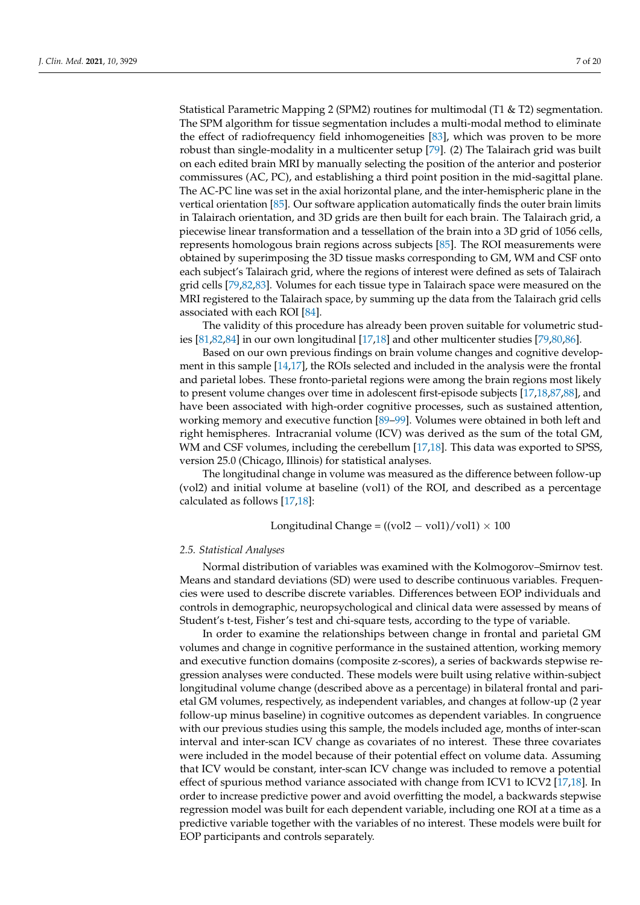Statistical Parametric Mapping 2 (SPM2) routines for multimodal (T1 & T2) segmentation. The SPM algorithm for tissue segmentation includes a multi-modal method to eliminate the effect of radiofrequency field inhomogeneities [83], which was proven to be more robust than single-modality in a multicenter setup [79]. (2) The Talairach grid was built on each edited brain MRI by manually selecting the position of the anterior and posterior commissures (AC, PC), and establishing a third point position in the mid-sagittal plane. The AC-PC line was set in the axial horizontal plane, and the inter-hemispheric plane in the vertical orientation [85]. Our software application automatically finds the outer brain limits in Talairach orientation, and 3D grids are then built for each brain. The Talairach grid, a piecewise linear transformation and a tessellation of the brain into a 3D grid of 1056 cells, represents homologous brain regions across subjects [85]. The ROI measurements were obtained by superimposing the 3D tissue masks corresponding to GM, WM and CSF onto each subject's Talairach grid, where the regions of interest were defined as sets of Talairach grid cells [79,82,83]. Volumes for each tissue type in Talairach space were measured on the MRI registered to the Talairach space, by summing up the data from the Talairach grid cells associated with each ROI [84].

The validity of this procedure has already been proven suitable for volumetric studies [81,82,84] in our own longitudinal [17,18] and other multicenter studies [79,80,86].

Based on our own previous findings on brain volume changes and cognitive development in this sample [14,17], the ROIs selected and included in the analysis were the frontal and parietal lobes. These fronto-parietal regions were among the brain regions most likely to present volume changes over time in adolescent first-episode subjects [17,18,87,88], and have been associated with high-order cognitive processes, such as sustained attention, working memory and executive function [89–99]. Volumes were obtained in both left and right hemispheres. Intracranial volume (ICV) was derived as the sum of the total GM, WM and CSF volumes, including the cerebellum [17,18]. This data was exported to SPSS, version 25.0 (Chicago, Illinois) for statistical analyses.

The longitudinal change in volume was measured as the difference between follow-up (vol2) and initial volume at baseline (vol1) of the ROI, and described as a percentage calculated as follows [17,18]:

$$\text{Longitudinal Change} = ((\text{vol2} - \text{vol1})/\text{vol1}) \times 100$$

### *2.5. Statistical Analyses*

Normal distribution of variables was examined with the Kolmogorov–Smirnov test. Means and standard deviations (SD) were used to describe continuous variables. Frequencies were used to describe discrete variables. Differences between EOP individuals and controls in demographic, neuropsychological and clinical data were assessed by means of Student's t-test, Fisher's test and chi-square tests, according to the type of variable.

In order to examine the relationships between change in frontal and parietal GM volumes and change in cognitive performance in the sustained attention, working memory and executive function domains (composite z-scores), a series of backwards stepwise regression analyses were conducted. These models were built using relative within-subject longitudinal volume change (described above as a percentage) in bilateral frontal and parietal GM volumes, respectively, as independent variables, and changes at follow-up (2 year follow-up minus baseline) in cognitive outcomes as dependent variables. In congruence with our previous studies using this sample, the models included age, months of inter-scan interval and inter-scan ICV change as covariates of no interest. These three covariates were included in the model because of their potential effect on volume data. Assuming that ICV would be constant, inter-scan ICV change was included to remove a potential effect of spurious method variance associated with change from ICV1 to ICV2 [17,18]. In order to increase predictive power and avoid overfitting the model, a backwards stepwise regression model was built for each dependent variable, including one ROI at a time as a predictive variable together with the variables of no interest. These models were built for EOP participants and controls separately.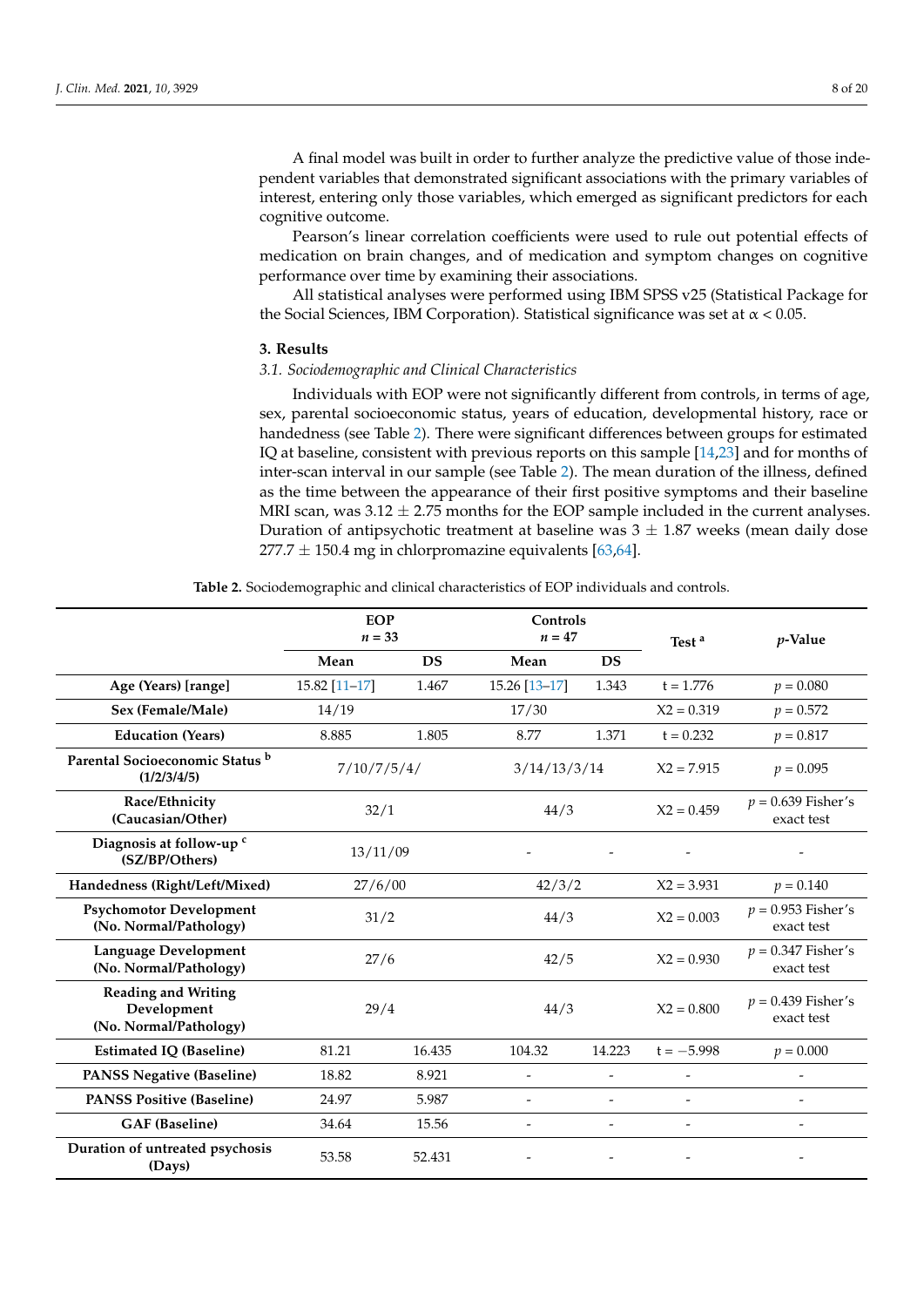A final model was built in order to further analyze the predictive value of those independent variables that demonstrated significant associations with the primary variables of interest, entering only those variables, which emerged as significant predictors for each cognitive outcome.

Pearson's linear correlation coefficients were used to rule out potential effects of medication on brain changes, and of medication and symptom changes on cognitive performance over time by examining their associations.

All statistical analyses were performed using IBM SPSS v25 (Statistical Package for the Social Sciences, IBM Corporation). Statistical significance was set at $\alpha < 0.05$.

## 3. Results

### 3.1. Sociodemographic and Clinical Characteristics

Individuals with EOP were not significantly different from controls, in terms of age, sex, parental socioeconomic status, years of education, developmental history, race or handedness (see Table 2). There were significant differences between groups for estimated IQ at baseline, consistent with previous reports on this sample [14,23] and for months of inter-scan interval in our sample (see Table 2). The mean duration of the illness, defined as the time between the appearance of their first positive symptoms and their baseline MRI scan, was 3.12 ± 2.75 months for the EOP sample included in the current analyses. Duration of antipsychotic treatment at baseline was 3 ± 1.87 weeks (mean daily dose 277.7 ± 150.4 mg in chlorpromazine equivalents [63,64].

**Table 2.** Sociodemographic and clinical characteristics of EOP individuals and controls.

| | EOP $n = 33$ | | Controls $n = 47$ | | Test [a] | *p*-Value |
|---|---|---|---|---|---|---|
| | Mean | DS | Mean | DS | | |
| **Age (Years) [range]** | 15.82 [11–17] | 1.467 | 15.26 [13–17] | 1.343 | t = 1.776 | *p* = 0.080 |
| **Sex (Female/Male)** | 14/19 | | 17/30 | | X2 = 0.319 | *p* = 0.572 |
| **Education (Years)** | 8.885 | 1.805 | 8.77 | 1.371 | t = 0.232 | *p* = 0.817 |
| **Parental Socioeconomic Status [b] (1/2/3/4/5)** | 7/10/7/5/4/ | | 3/14/13/3/14 | | X2 = 7.915 | *p* = 0.095 |
| **Race/Ethnicity (Caucasian/Other)** | 32/1 | | 44/3 | | X2 = 0.459 | *p* = 0.639 Fisher's exact test |
| **Diagnosis at follow-up [c] (SZ/BP/Others)** | 13/11/09 | | - | - | - | - |
| **Handedness (Right/Left/Mixed)** | 27/6/00 | | 42/3/2 | | X2 = 3.931 | *p* = 0.140 |
| **Psychomotor Development (No. Normal/Pathology)** | 31/2 | | 44/3 | | X2 = 0.003 | *p* = 0.953 Fisher's exact test |
| **Language Development (No. Normal/Pathology)** | 27/6 | | 42/5 | | X2 = 0.930 | *p* = 0.347 Fisher's exact test |
| **Reading and Writing Development (No. Normal/Pathology)** | 29/4 | | 44/3 | | X2 = 0.800 | *p* = 0.439 Fisher's exact test |
| **Estimated IQ (Baseline)** | 81.21 | 16.435 | 104.32 | 14.223 | t = −5.998 | *p* = 0.000 |
| **PANSS Negative (Baseline)** | 18.82 | 8.921 | - | - | - | - |
| **PANSS Positive (Baseline)** | 24.97 | 5.987 | - | - | - | - |
| **GAF (Baseline)** | 34.64 | 15.56 | - | - | - | - |
| **Duration of untreated psychosis (Days)** | 53.58 | 52.431 | - | - | - | - |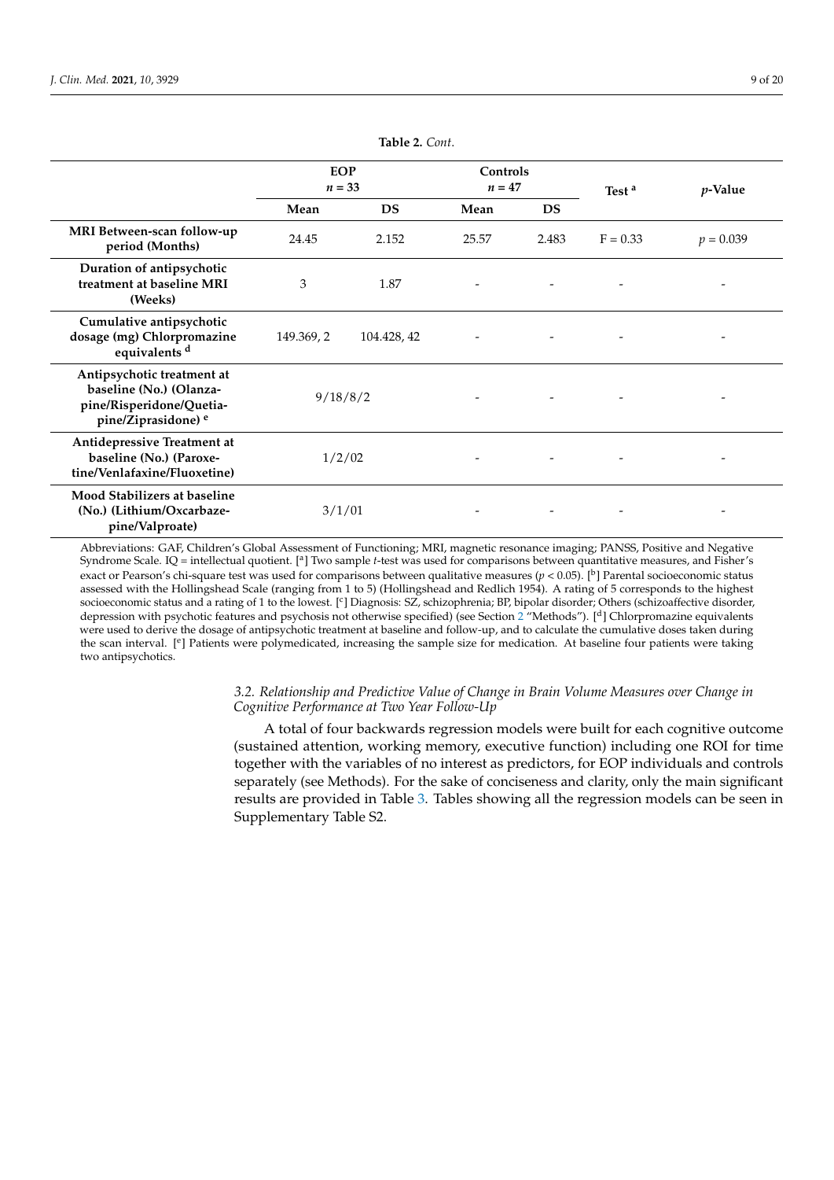**Table 2.** *Cont.*

| | EOP $n = 33$ | | Controls $n = 47$ | | Test [a] | $p$-Value |
|---|---|---|---|---|---|---|
| | Mean | DS | Mean | DS | | |
| **MRI Between-scan follow-up period (Months)** | 24.45 | 2.152 | 25.57 | 2.483 | F = 0.33 | $p = 0.039$ |
| **Duration of antipsychotic treatment at baseline MRI (Weeks)** | 3 | 1.87 | - | - | - | - |
| **Cumulative antipsychotic dosage (mg) Chlorpromazine equivalents [d]** | 149.369, 2 | 104.428, 42 | - | - | - | - |
| **Antipsychotic treatment at baseline (No.) (Olanzapine/Risperidone/Quetiapine/Ziprasidone) [e]** | 9/18/8/2 | | - | - | - | - |
| **Antidepressive Treatment at baseline (No.) (Paroxetine/Venlafaxine/Fluoxetine)** | 1/2/02 | | - | - | - | - |
| **Mood Stabilizers at baseline (No.) (Lithium/Oxcarbazepine/Valproate)** | 3/1/01 | | - | - | - | - |

Abbreviations: GAF, Children's Global Assessment of Functioning; MRI, magnetic resonance imaging; PANSS, Positive and Negative Syndrome Scale. IQ = intellectual quotient. [a] Two sample *t*-test was used for comparisons between quantitative measures, and Fisher's exact or Pearson's chi-square test was used for comparisons between qualitative measures ($p < 0.05$). [b] Parental socioeconomic status assessed with the Hollingshead Scale (ranging from 1 to 5) (Hollingshead and Redlich 1954). A rating of 5 corresponds to the highest socioeconomic status and a rating of 1 to the lowest. [c] Diagnosis: SZ, schizophrenia; BP, bipolar disorder; Others (schizoaffective disorder, depression with psychotic features and psychosis not otherwise specified) (see Section 2 "Methods"). [d] Chlorpromazine equivalents were used to derive the dosage of antipsychotic treatment at baseline and follow-up, and to calculate the cumulative doses taken during the scan interval. [e] Patients were polymedicated, increasing the sample size for medication. At baseline four patients were taking two antipsychotics.

### *3.2. Relationship and Predictive Value of Change in Brain Volume Measures over Change in Cognitive Performance at Two Year Follow-Up*

A total of four backwards regression models were built for each cognitive outcome (sustained attention, working memory, executive function) including one ROI for time together with the variables of no interest as predictors, for EOP individuals and controls separately (see Methods). For the sake of conciseness and clarity, only the main significant results are provided in Table 3. Tables showing all the regression models can be seen in Supplementary Table S2.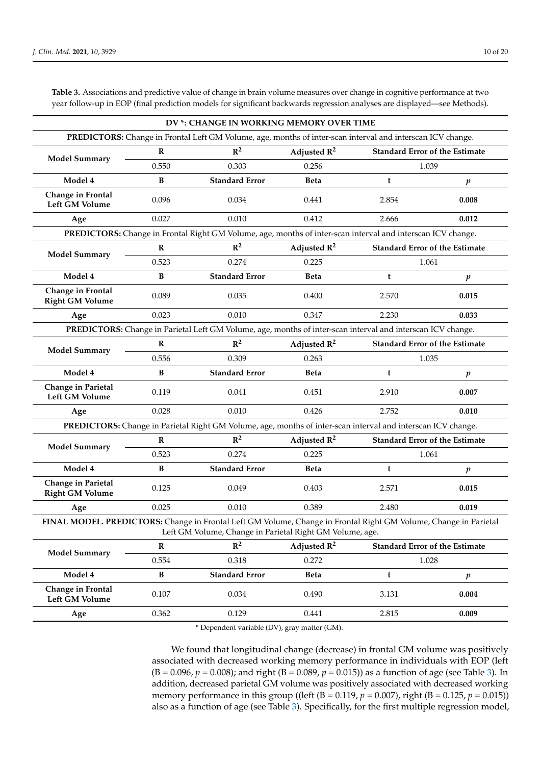**Table 3.** Associations and predictive value of change in brain volume measures over change in cognitive performance at two year follow-up in EOP (final prediction models for significant backwards regression analyses are displayed—see Methods).

| DV *: CHANGE IN WORKING MEMORY OVER TIME | | | | | |
|---|---|---|---|---|---|
| **PREDICTORS:** Change in Frontal Left GM Volume, age, months of inter-scan interval and interscan ICV change. | | | | | |
| **Model Summary** | **R** | $\mathbf{R^2}$ | **Adjusted $\mathbf{R^2}$** | **Standard Error of the Estimate** | |
| | 0.550 | 0.303 | 0.256 | 1.039 | |
| **Model 4** | **B** | **Standard Error** | **Beta** | **t** | ***p*** |
| **Change in Frontal Left GM Volume** | 0.096 | 0.034 | 0.441 | 2.854 | **0.008** |
| **Age** | 0.027 | 0.010 | 0.412 | 2.666 | **0.012** |
| **PREDICTORS:** Change in Frontal Right GM Volume, age, months of inter-scan interval and interscan ICV change. | | | | | |
| **Model Summary** | **R** | $\mathbf{R^2}$ | **Adjusted $\mathbf{R^2}$** | **Standard Error of the Estimate** | |
| | 0.523 | 0.274 | 0.225 | 1.061 | |
| **Model 4** | **B** | **Standard Error** | **Beta** | **t** | ***p*** |
| **Change in Frontal Right GM Volume** | 0.089 | 0.035 | 0.400 | 2.570 | **0.015** |
| **Age** | 0.023 | 0.010 | 0.347 | 2.230 | **0.033** |
| **PREDICTORS:** Change in Parietal Left GM Volume, age, months of inter-scan interval and interscan ICV change. | | | | | |
| **Model Summary** | **R** | $\mathbf{R^2}$ | **Adjusted $\mathbf{R^2}$** | **Standard Error of the Estimate** | |
| | 0.556 | 0.309 | 0.263 | 1.035 | |
| **Model 4** | **B** | **Standard Error** | **Beta** | **t** | ***p*** |
| **Change in Parietal Left GM Volume** | 0.119 | 0.041 | 0.451 | 2.910 | **0.007** |
| **Age** | 0.028 | 0.010 | 0.426 | 2.752 | **0.010** |
| **PREDICTORS:** Change in Parietal Right GM Volume, age, months of inter-scan interval and interscan ICV change. | | | | | |
| **Model Summary** | **R** | $\mathbf{R^2}$ | **Adjusted $\mathbf{R^2}$** | **Standard Error of the Estimate** | |
| | 0.523 | 0.274 | 0.225 | 1.061 | |
| **Model 4** | **B** | **Standard Error** | **Beta** | **t** | ***p*** |
| **Change in Parietal Right GM Volume** | 0.125 | 0.049 | 0.403 | 2.571 | **0.015** |
| **Age** | 0.025 | 0.010 | 0.389 | 2.480 | **0.019** |
| **FINAL MODEL. PREDICTORS:** Change in Frontal Left GM Volume, Change in Frontal Right GM Volume, Change in Parietal Left GM Volume, Change in Parietal Right GM Volume, age. | | | | | |
| **Model Summary** | **R** | $\mathbf{R^2}$ | **Adjusted $\mathbf{R^2}$** | **Standard Error of the Estimate** | |
| | 0.554 | 0.318 | 0.272 | 1.028 | |
| **Model 4** | **B** | **Standard Error** | **Beta** | **t** | ***p*** |
| **Change in Frontal Left GM Volume** | 0.107 | 0.034 | 0.490 | 3.131 | **0.004** |
| **Age** | 0.362 | 0.129 | 0.441 | 2.815 | **0.009** |

\* Dependent variable (DV), gray matter (GM).

We found that longitudinal change (decrease) in frontal GM volume was positively associated with decreased working memory performance in individuals with EOP (left (B = 0.096, $p = 0.008$); and right (B = 0.089, $p = 0.015$)) as a function of age (see Table 3). In addition, decreased parietal GM volume was positively associated with decreased working memory performance in this group ((left (B = 0.119, $p = 0.007$), right (B = 0.125, $p = 0.015$)) also as a function of age (see Table 3). Specifically, for the first multiple regression model,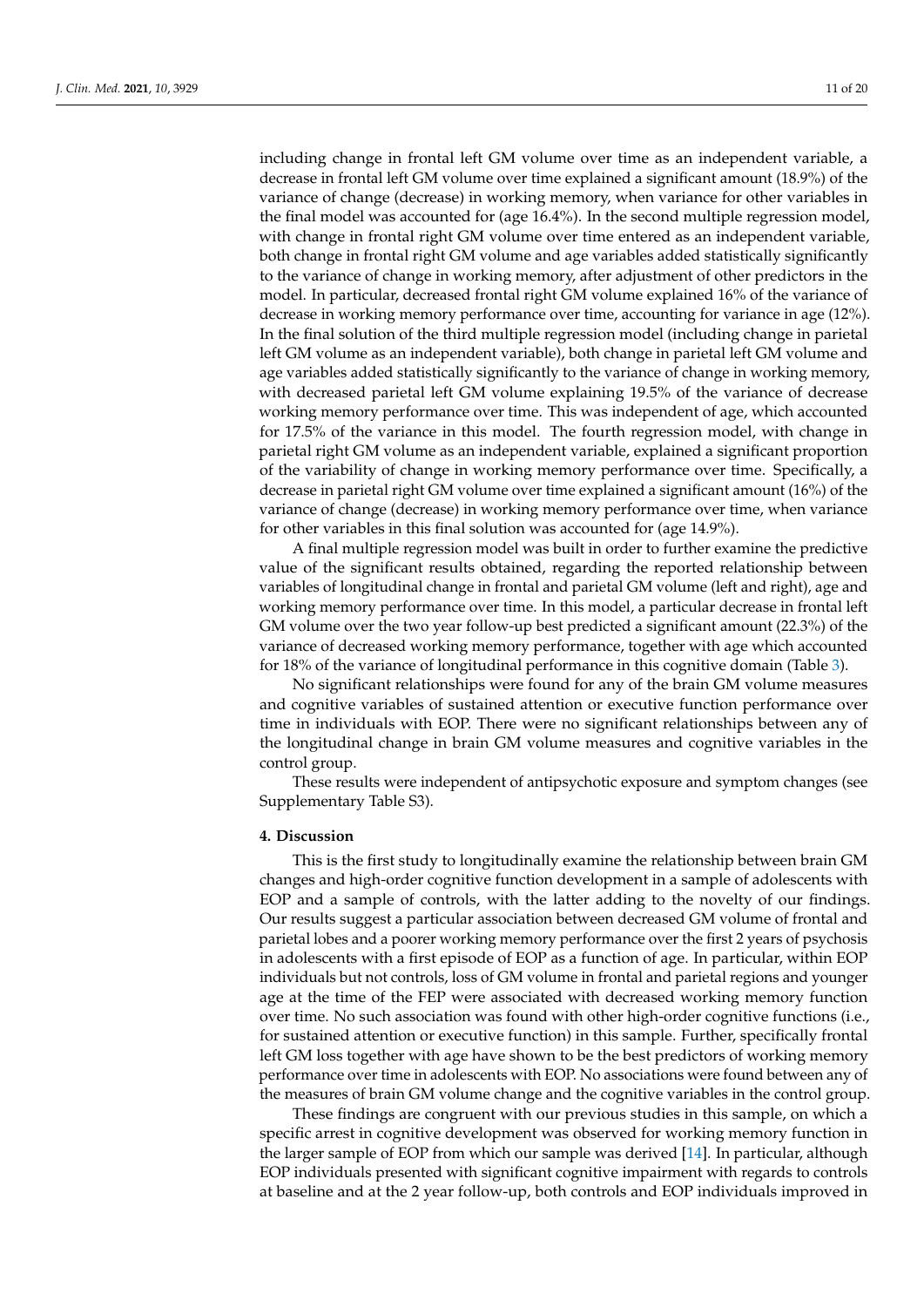including change in frontal left GM volume over time as an independent variable, a decrease in frontal left GM volume over time explained a significant amount (18.9%) of the variance of change (decrease) in working memory, when variance for other variables in the final model was accounted for (age 16.4%). In the second multiple regression model, with change in frontal right GM volume over time entered as an independent variable, both change in frontal right GM volume and age variables added statistically significantly to the variance of change in working memory, after adjustment of other predictors in the model. In particular, decreased frontal right GM volume explained 16% of the variance of decrease in working memory performance over time, accounting for variance in age (12%). In the final solution of the third multiple regression model (including change in parietal left GM volume as an independent variable), both change in parietal left GM volume and age variables added statistically significantly to the variance of change in working memory, with decreased parietal left GM volume explaining 19.5% of the variance of decrease working memory performance over time. This was independent of age, which accounted for 17.5% of the variance in this model. The fourth regression model, with change in parietal right GM volume as an independent variable, explained a significant proportion of the variability of change in working memory performance over time. Specifically, a decrease in parietal right GM volume over time explained a significant amount (16%) of the variance of change (decrease) in working memory performance over time, when variance for other variables in this final solution was accounted for (age 14.9%).

A final multiple regression model was built in order to further examine the predictive value of the significant results obtained, regarding the reported relationship between variables of longitudinal change in frontal and parietal GM volume (left and right), age and working memory performance over time. In this model, a particular decrease in frontal left GM volume over the two year follow-up best predicted a significant amount (22.3%) of the variance of decreased working memory performance, together with age which accounted for 18% of the variance of longitudinal performance in this cognitive domain (Table 3).

No significant relationships were found for any of the brain GM volume measures and cognitive variables of sustained attention or executive function performance over time in individuals with EOP. There were no significant relationships between any of the longitudinal change in brain GM volume measures and cognitive variables in the control group.

These results were independent of antipsychotic exposure and symptom changes (see Supplementary Table S3).

## 4. Discussion

This is the first study to longitudinally examine the relationship between brain GM changes and high-order cognitive function development in a sample of adolescents with EOP and a sample of controls, with the latter adding to the novelty of our findings. Our results suggest a particular association between decreased GM volume of frontal and parietal lobes and a poorer working memory performance over the first 2 years of psychosis in adolescents with a first episode of EOP as a function of age. In particular, within EOP individuals but not controls, loss of GM volume in frontal and parietal regions and younger age at the time of the FEP were associated with decreased working memory function over time. No such association was found with other high-order cognitive functions (i.e., for sustained attention or executive function) in this sample. Further, specifically frontal left GM loss together with age have shown to be the best predictors of working memory performance over time in adolescents with EOP. No associations were found between any of the measures of brain GM volume change and the cognitive variables in the control group.

These findings are congruent with our previous studies in this sample, on which a specific arrest in cognitive development was observed for working memory function in the larger sample of EOP from which our sample was derived [14]. In particular, although EOP individuals presented with significant cognitive impairment with regards to controls at baseline and at the 2 year follow-up, both controls and EOP individuals improved in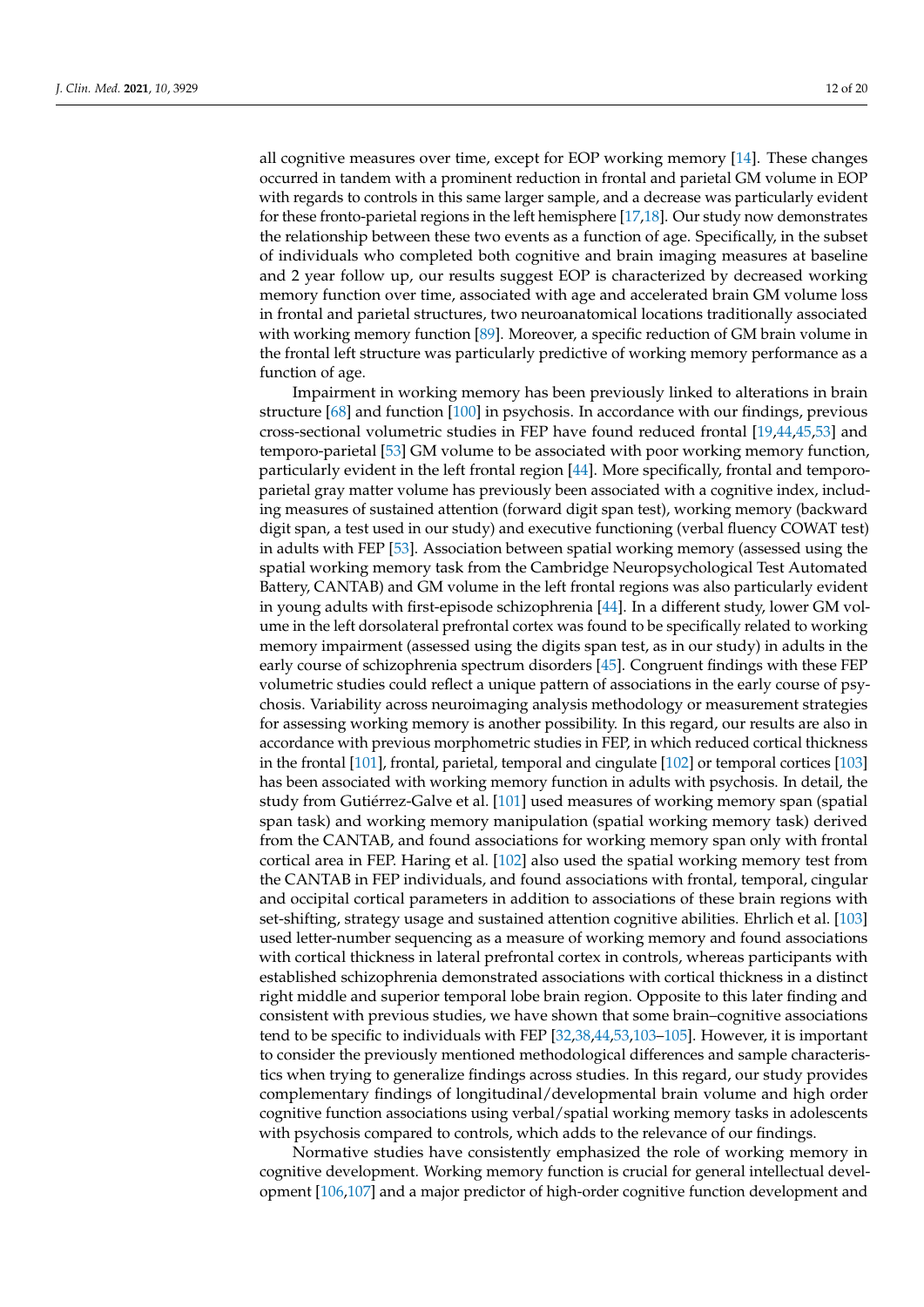all cognitive measures over time, except for EOP working memory [14]. These changes occurred in tandem with a prominent reduction in frontal and parietal GM volume in EOP with regards to controls in this same larger sample, and a decrease was particularly evident for these fronto-parietal regions in the left hemisphere [17,18]. Our study now demonstrates the relationship between these two events as a function of age. Specifically, in the subset of individuals who completed both cognitive and brain imaging measures at baseline and 2 year follow up, our results suggest EOP is characterized by decreased working memory function over time, associated with age and accelerated brain GM volume loss in frontal and parietal structures, two neuroanatomical locations traditionally associated with working memory function [89]. Moreover, a specific reduction of GM brain volume in the frontal left structure was particularly predictive of working memory performance as a function of age.

Impairment in working memory has been previously linked to alterations in brain structure [68] and function [100] in psychosis. In accordance with our findings, previous cross-sectional volumetric studies in FEP have found reduced frontal [19,44,45,53] and temporo-parietal [53] GM volume to be associated with poor working memory function, particularly evident in the left frontal region [44]. More specifically, frontal and temporo-parietal gray matter volume has previously been associated with a cognitive index, including measures of sustained attention (forward digit span test), working memory (backward digit span, a test used in our study) and executive functioning (verbal fluency COWAT test) in adults with FEP [53]. Association between spatial working memory (assessed using the spatial working memory task from the Cambridge Neuropsychological Test Automated Battery, CANTAB) and GM volume in the left frontal regions was also particularly evident in young adults with first-episode schizophrenia [44]. In a different study, lower GM volume in the left dorsolateral prefrontal cortex was found to be specifically related to working memory impairment (assessed using the digits span test, as in our study) in adults in the early course of schizophrenia spectrum disorders [45]. Congruent findings with these FEP volumetric studies could reflect a unique pattern of associations in the early course of psychosis. Variability across neuroimaging analysis methodology or measurement strategies for assessing working memory is another possibility. In this regard, our results are also in accordance with previous morphometric studies in FEP, in which reduced cortical thickness in the frontal [101], frontal, parietal, temporal and cingulate [102] or temporal cortices [103] has been associated with working memory function in adults with psychosis. In detail, the study from Gutiérrez-Galve et al. [101] used measures of working memory span (spatial span task) and working memory manipulation (spatial working memory task) derived from the CANTAB, and found associations for working memory span only with frontal cortical area in FEP. Haring et al. [102] also used the spatial working memory test from the CANTAB in FEP individuals, and found associations with frontal, temporal, cingular and occipital cortical parameters in addition to associations of these brain regions with set-shifting, strategy usage and sustained attention cognitive abilities. Ehrlich et al. [103] used letter-number sequencing as a measure of working memory and found associations with cortical thickness in lateral prefrontal cortex in controls, whereas participants with established schizophrenia demonstrated associations with cortical thickness in a distinct right middle and superior temporal lobe brain region. Opposite to this later finding and consistent with previous studies, we have shown that some brain–cognitive associations tend to be specific to individuals with FEP [32,38,44,53,103–105]. However, it is important to consider the previously mentioned methodological differences and sample characteristics when trying to generalize findings across studies. In this regard, our study provides complementary findings of longitudinal/developmental brain volume and high order cognitive function associations using verbal/spatial working memory tasks in adolescents with psychosis compared to controls, which adds to the relevance of our findings.

Normative studies have consistently emphasized the role of working memory in cognitive development. Working memory function is crucial for general intellectual development [106,107] and a major predictor of high-order cognitive function development and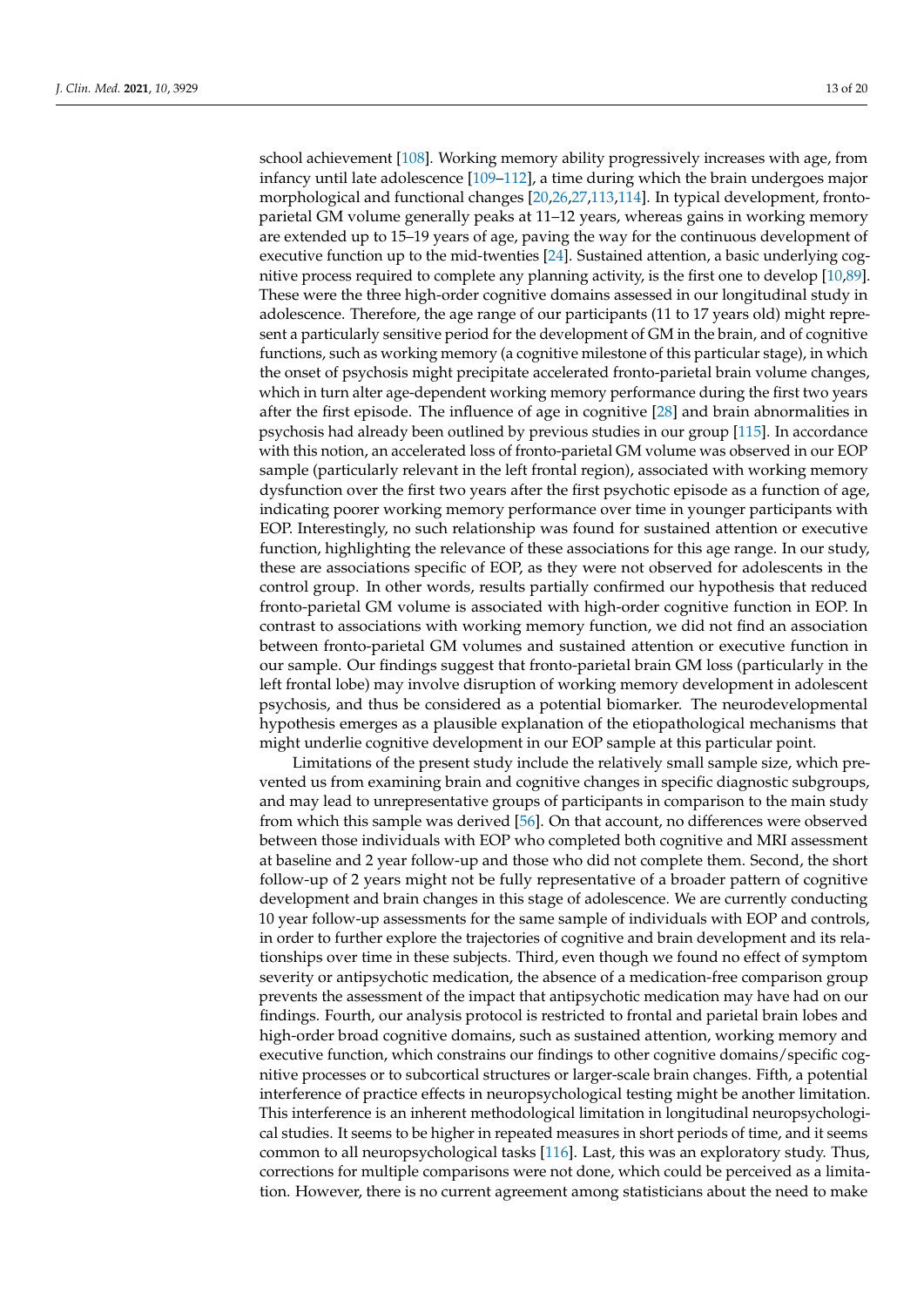school achievement [108]. Working memory ability progressively increases with age, from infancy until late adolescence [109–112], a time during which the brain undergoes major morphological and functional changes [20,26,27,113,114]. In typical development, fronto-parietal GM volume generally peaks at 11–12 years, whereas gains in working memory are extended up to 15–19 years of age, paving the way for the continuous development of executive function up to the mid-twenties [24]. Sustained attention, a basic underlying cognitive process required to complete any planning activity, is the first one to develop [10,89]. These were the three high-order cognitive domains assessed in our longitudinal study in adolescence. Therefore, the age range of our participants (11 to 17 years old) might represent a particularly sensitive period for the development of GM in the brain, and of cognitive functions, such as working memory (a cognitive milestone of this particular stage), in which the onset of psychosis might precipitate accelerated fronto-parietal brain volume changes, which in turn alter age-dependent working memory performance during the first two years after the first episode. The influence of age in cognitive [28] and brain abnormalities in psychosis had already been outlined by previous studies in our group [115]. In accordance with this notion, an accelerated loss of fronto-parietal GM volume was observed in our EOP sample (particularly relevant in the left frontal region), associated with working memory dysfunction over the first two years after the first psychotic episode as a function of age, indicating poorer working memory performance over time in younger participants with EOP. Interestingly, no such relationship was found for sustained attention or executive function, highlighting the relevance of these associations for this age range. In our study, these are associations specific of EOP, as they were not observed for adolescents in the control group. In other words, results partially confirmed our hypothesis that reduced fronto-parietal GM volume is associated with high-order cognitive function in EOP. In contrast to associations with working memory function, we did not find an association between fronto-parietal GM volumes and sustained attention or executive function in our sample. Our findings suggest that fronto-parietal brain GM loss (particularly in the left frontal lobe) may involve disruption of working memory development in adolescent psychosis, and thus be considered as a potential biomarker. The neurodevelopmental hypothesis emerges as a plausible explanation of the etiopathological mechanisms that might underlie cognitive development in our EOP sample at this particular point.

Limitations of the present study include the relatively small sample size, which prevented us from examining brain and cognitive changes in specific diagnostic subgroups, and may lead to unrepresentative groups of participants in comparison to the main study from which this sample was derived [56]. On that account, no differences were observed between those individuals with EOP who completed both cognitive and MRI assessment at baseline and 2 year follow-up and those who did not complete them. Second, the short follow-up of 2 years might not be fully representative of a broader pattern of cognitive development and brain changes in this stage of adolescence. We are currently conducting 10 year follow-up assessments for the same sample of individuals with EOP and controls, in order to further explore the trajectories of cognitive and brain development and its relationships over time in these subjects. Third, even though we found no effect of symptom severity or antipsychotic medication, the absence of a medication-free comparison group prevents the assessment of the impact that antipsychotic medication may have had on our findings. Fourth, our analysis protocol is restricted to frontal and parietal brain lobes and high-order broad cognitive domains, such as sustained attention, working memory and executive function, which constrains our findings to other cognitive domains/specific cognitive processes or to subcortical structures or larger-scale brain changes. Fifth, a potential interference of practice effects in neuropsychological testing might be another limitation. This interference is an inherent methodological limitation in longitudinal neuropsychological studies. It seems to be higher in repeated measures in short periods of time, and it seems common to all neuropsychological tasks [116]. Last, this was an exploratory study. Thus, corrections for multiple comparisons were not done, which could be perceived as a limitation. However, there is no current agreement among statisticians about the need to make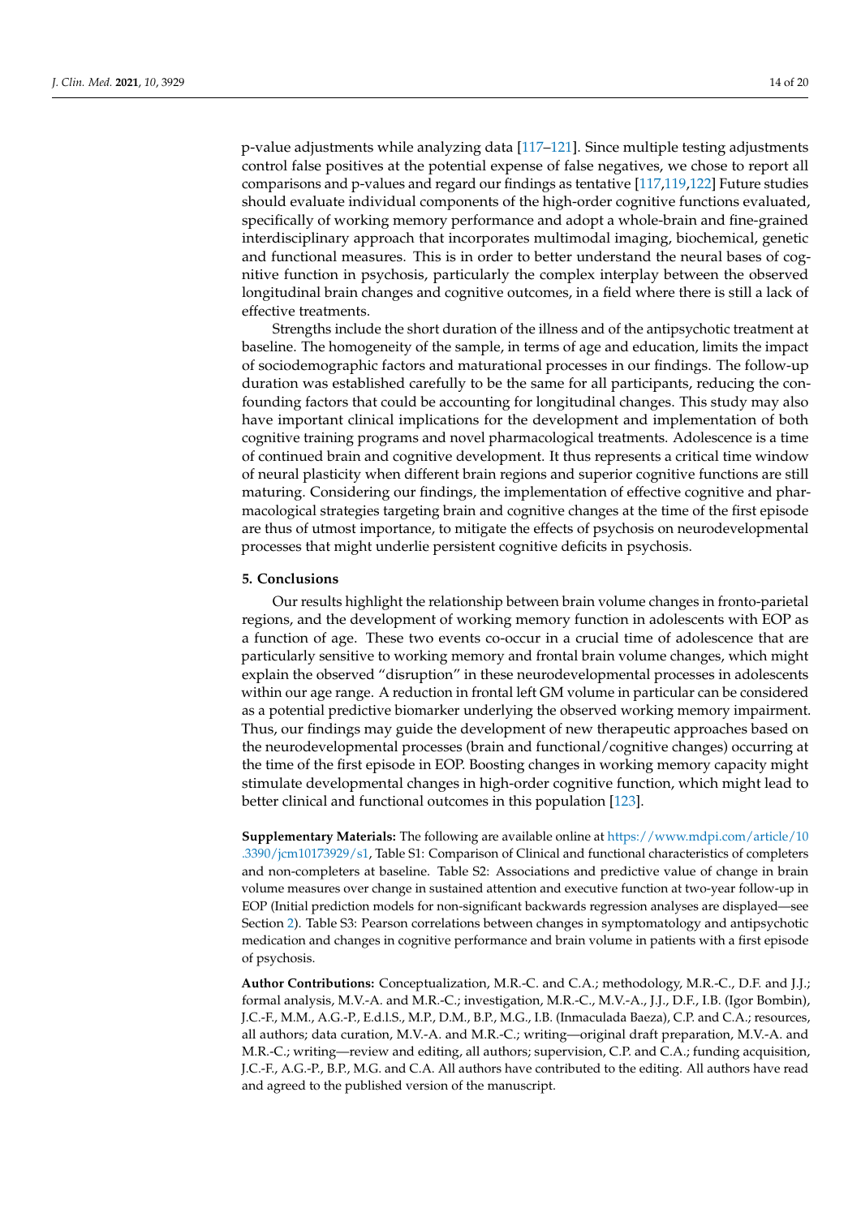p-value adjustments while analyzing data [117–121]. Since multiple testing adjustments control false positives at the potential expense of false negatives, we chose to report all comparisons and p-values and regard our findings as tentative [117,119,122] Future studies should evaluate individual components of the high-order cognitive functions evaluated, specifically of working memory performance and adopt a whole-brain and fine-grained interdisciplinary approach that incorporates multimodal imaging, biochemical, genetic and functional measures. This is in order to better understand the neural bases of cognitive function in psychosis, particularly the complex interplay between the observed longitudinal brain changes and cognitive outcomes, in a field where there is still a lack of effective treatments.

Strengths include the short duration of the illness and of the antipsychotic treatment at baseline. The homogeneity of the sample, in terms of age and education, limits the impact of sociodemographic factors and maturational processes in our findings. The follow-up duration was established carefully to be the same for all participants, reducing the confounding factors that could be accounting for longitudinal changes. This study may also have important clinical implications for the development and implementation of both cognitive training programs and novel pharmacological treatments. Adolescence is a time of continued brain and cognitive development. It thus represents a critical time window of neural plasticity when different brain regions and superior cognitive functions are still maturing. Considering our findings, the implementation of effective cognitive and pharmacological strategies targeting brain and cognitive changes at the time of the first episode are thus of utmost importance, to mitigate the effects of psychosis on neurodevelopmental processes that might underlie persistent cognitive deficits in psychosis.

## 5. Conclusions

Our results highlight the relationship between brain volume changes in fronto-parietal regions, and the development of working memory function in adolescents with EOP as a function of age. These two events co-occur in a crucial time of adolescence that are particularly sensitive to working memory and frontal brain volume changes, which might explain the observed "disruption" in these neurodevelopmental processes in adolescents within our age range. A reduction in frontal left GM volume in particular can be considered as a potential predictive biomarker underlying the observed working memory impairment. Thus, our findings may guide the development of new therapeutic approaches based on the neurodevelopmental processes (brain and functional/cognitive changes) occurring at the time of the first episode in EOP. Boosting changes in working memory capacity might stimulate developmental changes in high-order cognitive function, which might lead to better clinical and functional outcomes in this population [123].

**Supplementary Materials:** The following are available online at https://www.mdpi.com/article/10.3390/jcm10173929/s1, Table S1: Comparison of Clinical and functional characteristics of completers and non-completers at baseline. Table S2: Associations and predictive value of change in brain volume measures over change in sustained attention and executive function at two-year follow-up in EOP (Initial prediction models for non-significant backwards regression analyses are displayed—see Section 2). Table S3: Pearson correlations between changes in symptomatology and antipsychotic medication and changes in cognitive performance and brain volume in patients with a first episode of psychosis.

**Author Contributions:** Conceptualization, M.R.-C. and C.A.; methodology, M.R.-C., D.F. and J.J.; formal analysis, M.V.-A. and M.R.-C.; investigation, M.R.-C., M.V.-A., J.J., D.F., I.B. (Igor Bombin), J.C.-F., M.M., A.G.-P., E.d.l.S., M.P., D.M., B.P., M.G., I.B. (Inmaculada Baeza), C.P. and C.A.; resources, all authors; data curation, M.V.-A. and M.R.-C.; writing—original draft preparation, M.V.-A. and M.R.-C.; writing—review and editing, all authors; supervision, C.P. and C.A.; funding acquisition, J.C.-F., A.G.-P., B.P., M.G. and C.A. All authors have contributed to the editing. All authors have read and agreed to the published version of the manuscript.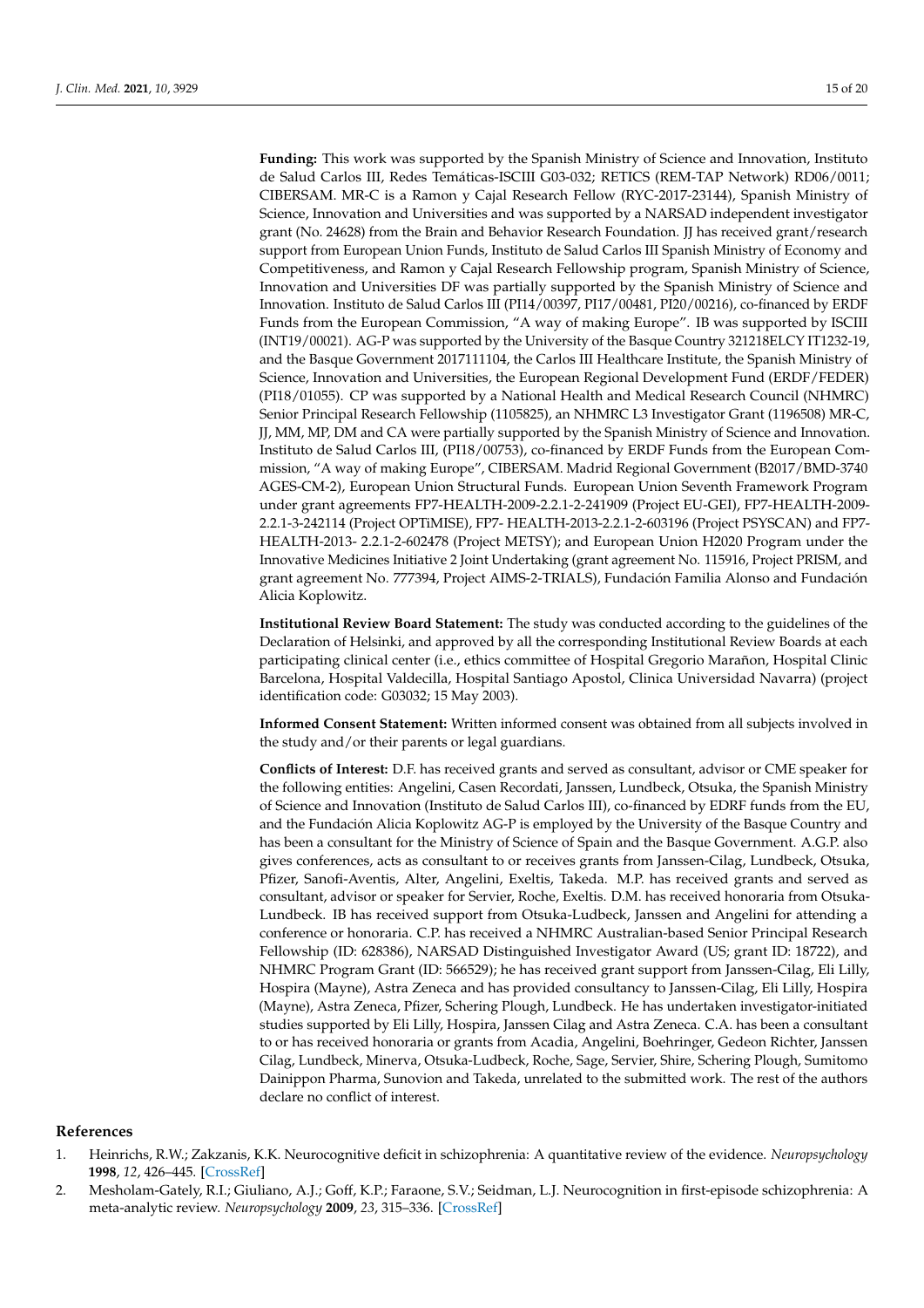**Funding:** This work was supported by the Spanish Ministry of Science and Innovation, Instituto de Salud Carlos III, Redes Temáticas-ISCIII G03-032; RETICS (REM-TAP Network) RD06/0011; CIBERSAM. MR-C is a Ramon y Cajal Research Fellow (RYC-2017-23144), Spanish Ministry of Science, Innovation and Universities and was supported by a NARSAD independent investigator grant (No. 24628) from the Brain and Behavior Research Foundation. JJ has received grant/research support from European Union Funds, Instituto de Salud Carlos III Spanish Ministry of Economy and Competitiveness, and Ramon y Cajal Research Fellowship program, Spanish Ministry of Science, Innovation and Universities DF was partially supported by the Spanish Ministry of Science and Innovation. Instituto de Salud Carlos III (PI14/00397, PI17/00481, PI20/00216), co-financed by ERDF Funds from the European Commission, "A way of making Europe". IB was supported by ISCIII (INT19/00021). AG-P was supported by the University of the Basque Country 321218ELCY IT1232-19, and the Basque Government 2017111104, the Carlos III Healthcare Institute, the Spanish Ministry of Science, Innovation and Universities, the European Regional Development Fund (ERDF/FEDER) (PI18/01055). CP was supported by a National Health and Medical Research Council (NHMRC) Senior Principal Research Fellowship (1105825), an NHMRC L3 Investigator Grant (1196508) MR-C, JJ, MM, MP, DM and CA were partially supported by the Spanish Ministry of Science and Innovation. Instituto de Salud Carlos III, (PI18/00753), co-financed by ERDF Funds from the European Commission, "A way of making Europe", CIBERSAM. Madrid Regional Government (B2017/BMD-3740 AGES-CM-2), European Union Structural Funds. European Union Seventh Framework Program under grant agreements FP7-HEALTH-2009-2.2.1-2-241909 (Project EU-GEI), FP7-HEALTH-2009-2.2.1-3-242114 (Project OPTiMISE), FP7- HEALTH-2013-2.2.1-2-603196 (Project PSYSCAN) and FP7-HEALTH-2013- 2.2.1-2-602478 (Project METSY); and European Union H2020 Program under the Innovative Medicines Initiative 2 Joint Undertaking (grant agreement No. 115916, Project PRISM, and grant agreement No. 777394, Project AIMS-2-TRIALS), Fundación Familia Alonso and Fundación Alicia Koplowitz.

**Institutional Review Board Statement:** The study was conducted according to the guidelines of the Declaration of Helsinki, and approved by all the corresponding Institutional Review Boards at each participating clinical center (i.e., ethics committee of Hospital Gregorio Marañon, Hospital Clinic Barcelona, Hospital Valdecilla, Hospital Santiago Apostol, Clinica Universidad Navarra) (project identification code: G03032; 15 May 2003).

**Informed Consent Statement:** Written informed consent was obtained from all subjects involved in the study and/or their parents or legal guardians.

**Conflicts of Interest:** D.F. has received grants and served as consultant, advisor or CME speaker for the following entities: Angelini, Casen Recordati, Janssen, Lundbeck, Otsuka, the Spanish Ministry of Science and Innovation (Instituto de Salud Carlos III), co-financed by EDRF funds from the EU, and the Fundación Alicia Koplowitz AG-P is employed by the University of the Basque Country and has been a consultant for the Ministry of Science of Spain and the Basque Government. A.G.P. also gives conferences, acts as consultant to or receives grants from Janssen-Cilag, Lundbeck, Otsuka, Pfizer, Sanofi-Aventis, Alter, Angelini, Exeltis, Takeda. M.P. has received grants and served as consultant, advisor or speaker for Servier, Roche, Exeltis. D.M. has received honoraria from Otsuka-Lundbeck. IB has received support from Otsuka-Ludbeck, Janssen and Angelini for attending a conference or honoraria. C.P. has received a NHMRC Australian-based Senior Principal Research Fellowship (ID: 628386), NARSAD Distinguished Investigator Award (US; grant ID: 18722), and NHMRC Program Grant (ID: 566529); he has received grant support from Janssen-Cilag, Eli Lilly, Hospira (Mayne), Astra Zeneca and has provided consultancy to Janssen-Cilag, Eli Lilly, Hospira (Mayne), Astra Zeneca, Pfizer, Schering Plough, Lundbeck. He has undertaken investigator-initiated studies supported by Eli Lilly, Hospira, Janssen Cilag and Astra Zeneca. C.A. has been a consultant to or has received honoraria or grants from Acadia, Angelini, Boehringer, Gedeon Richter, Janssen Cilag, Lundbeck, Minerva, Otsuka-Ludbeck, Roche, Sage, Servier, Shire, Schering Plough, Sumitomo Dainippon Pharma, Sunovion and Takeda, unrelated to the submitted work. The rest of the authors declare no conflict of interest.

## References

1. Heinrichs, R.W.; Zakzanis, K.K. Neurocognitive deficit in schizophrenia: A quantitative review of the evidence. *Neuropsychology* **1998**, *12*, 426–445. [CrossRef]
2. Mesholam-Gately, R.I.; Giuliano, A.J.; Goff, K.P.; Faraone, S.V.; Seidman, L.J. Neurocognition in first-episode schizophrenia: A meta-analytic review. *Neuropsychology* **2009**, *23*, 315–336. [CrossRef]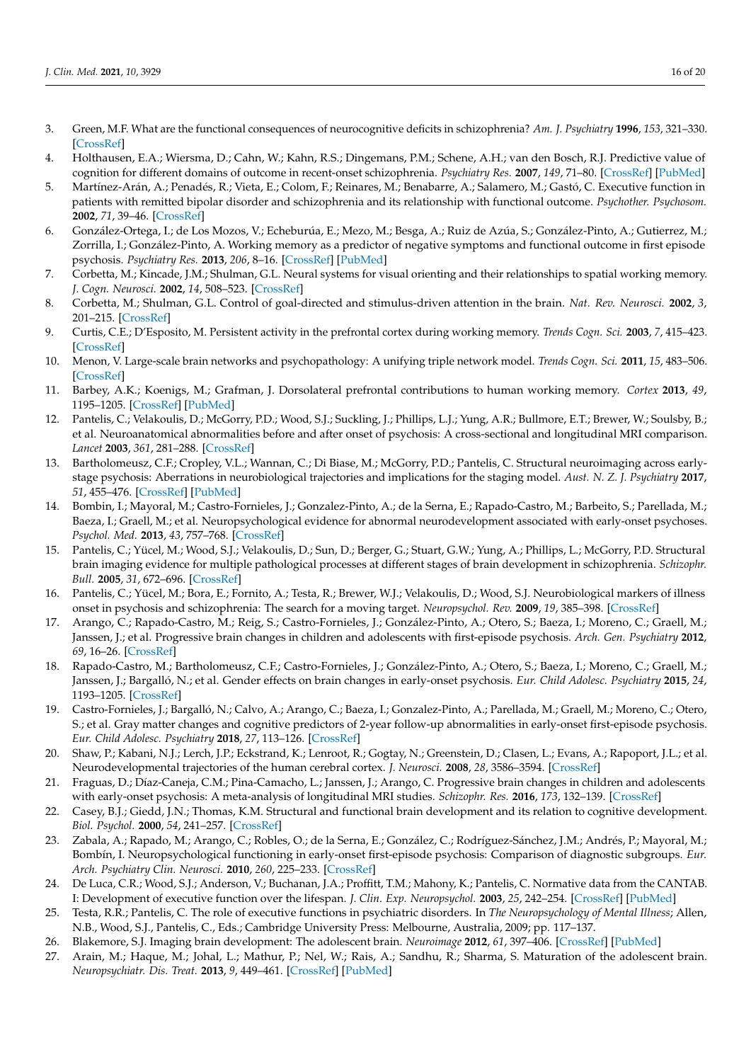3. Green, M.F. What are the functional consequences of neurocognitive deficits in schizophrenia? *Am. J. Psychiatry* **1996**, *153*, 321–330. [CrossRef]
4. Holthausen, E.A.; Wiersma, D.; Cahn, W.; Kahn, R.S.; Dingemans, P.M.; Schene, A.H.; van den Bosch, R.J. Predictive value of cognition for different domains of outcome in recent-onset schizophrenia. *Psychiatry Res.* **2007**, *149*, 71–80. [CrossRef] [PubMed]
5. Martínez-Arán, A.; Penadés, R.; Vieta, E.; Colom, F.; Reinares, M.; Benabarre, A.; Salamero, M.; Gastó, C. Executive function in patients with remitted bipolar disorder and schizophrenia and its relationship with functional outcome. *Psychother. Psychosom.* **2002**, *71*, 39–46. [CrossRef]
6. González-Ortega, I.; de Los Mozos, V.; Echeburúa, E.; Mezo, M.; Besga, A.; Ruiz de Azúa, S.; González-Pinto, A.; Gutierrez, M.; Zorrilla, I.; González-Pinto, A. Working memory as a predictor of negative symptoms and functional outcome in first episode psychosis. *Psychiatry Res.* **2013**, *206*, 8–16. [CrossRef] [PubMed]
7. Corbetta, M.; Kincade, J.M.; Shulman, G.L. Neural systems for visual orienting and their relationships to spatial working memory. *J. Cogn. Neurosci.* **2002**, *14*, 508–523. [CrossRef]
8. Corbetta, M.; Shulman, G.L. Control of goal-directed and stimulus-driven attention in the brain. *Nat. Rev. Neurosci.* **2002**, *3*, 201–215. [CrossRef]
9. Curtis, C.E.; D'Esposito, M. Persistent activity in the prefrontal cortex during working memory. *Trends Cogn. Sci.* **2003**, *7*, 415–423. [CrossRef]
10. Menon, V. Large-scale brain networks and psychopathology: A unifying triple network model. *Trends Cogn. Sci.* **2011**, *15*, 483–506. [CrossRef]
11. Barbey, A.K.; Koenigs, M.; Grafman, J. Dorsolateral prefrontal contributions to human working memory. *Cortex* **2013**, *49*, 1195–1205. [CrossRef] [PubMed]
12. Pantelis, C.; Velakoulis, D.; McGorry, P.D.; Wood, S.J.; Suckling, J.; Phillips, L.J.; Yung, A.R.; Bullmore, E.T.; Brewer, W.; Soulsby, B.; et al. Neuroanatomical abnormalities before and after onset of psychosis: A cross-sectional and longitudinal MRI comparison. *Lancet* **2003**, *361*, 281–288. [CrossRef]
13. Bartholomeusz, C.F.; Cropley, V.L.; Wannan, C.; Di Biase, M.; McGorry, P.D.; Pantelis, C. Structural neuroimaging across early-stage psychosis: Aberrations in neurobiological trajectories and implications for the staging model. *Aust. N. Z. J. Psychiatry* **2017**, *51*, 455–476. [CrossRef] [PubMed]
14. Bombin, I.; Mayoral, M.; Castro-Fornieles, J.; Gonzalez-Pinto, A.; de la Serna, E.; Rapado-Castro, M.; Barbeito, S.; Parellada, M.; Baeza, I.; Graell, M.; et al. Neuropsychological evidence for abnormal neurodevelopment associated with early-onset psychoses. *Psychol. Med.* **2013**, *43*, 757–768. [CrossRef]
15. Pantelis, C.; Yücel, M.; Wood, S.J.; Velakoulis, D.; Sun, D.; Berger, G.; Stuart, G.W.; Yung, A.; Phillips, L.; McGorry, P.D. Structural brain imaging evidence for multiple pathological processes at different stages of brain development in schizophrenia. *Schizophr. Bull.* **2005**, *31*, 672–696. [CrossRef]
16. Pantelis, C.; Yücel, M.; Bora, E.; Fornito, A.; Testa, R.; Brewer, W.J.; Velakoulis, D.; Wood, S.J. Neurobiological markers of illness onset in psychosis and schizophrenia: The search for a moving target. *Neuropsychol. Rev.* **2009**, *19*, 385–398. [CrossRef]
17. Arango, C.; Rapado-Castro, M.; Reig, S.; Castro-Fornieles, J.; González-Pinto, A.; Otero, S.; Baeza, I.; Moreno, C.; Graell, M.; Janssen, J.; et al. Progressive brain changes in children and adolescents with first-episode psychosis. *Arch. Gen. Psychiatry* **2012**, *69*, 16–26. [CrossRef]
18. Rapado-Castro, M.; Bartholomeusz, C.F.; Castro-Fornieles, J.; González-Pinto, A.; Otero, S.; Baeza, I.; Moreno, C.; Graell, M.; Janssen, J.; Bargalló, N.; et al. Gender effects on brain changes in early-onset psychosis. *Eur. Child Adolesc. Psychiatry* **2015**, *24*, 1193–1205. [CrossRef]
19. Castro-Fornieles, J.; Bargalló, N.; Calvo, A.; Arango, C.; Baeza, I.; Gonzalez-Pinto, A.; Parellada, M.; Graell, M.; Moreno, C.; Otero, S.; et al. Gray matter changes and cognitive predictors of 2-year follow-up abnormalities in early-onset first-episode psychosis. *Eur. Child Adolesc. Psychiatry* **2018**, *27*, 113–126. [CrossRef]
20. Shaw, P.; Kabani, N.J.; Lerch, J.P.; Eckstrand, K.; Lenroot, R.; Gogtay, N.; Greenstein, D.; Clasen, L.; Evans, A.; Rapoport, J.L.; et al. Neurodevelopmental trajectories of the human cerebral cortex. *J. Neurosci.* **2008**, *28*, 3586–3594. [CrossRef]
21. Fraguas, D.; Díaz-Caneja, C.M.; Pina-Camacho, L.; Janssen, J.; Arango, C. Progressive brain changes in children and adolescents with early-onset psychosis: A meta-analysis of longitudinal MRI studies. *Schizophr. Res.* **2016**, *173*, 132–139. [CrossRef]
22. Casey, B.J.; Giedd, J.N.; Thomas, K.M. Structural and functional brain development and its relation to cognitive development. *Biol. Psychol.* **2000**, *54*, 241–257. [CrossRef]
23. Zabala, A.; Rapado, M.; Arango, C.; Robles, O.; de la Serna, E.; González, C.; Rodríguez-Sánchez, J.M.; Andrés, P.; Mayoral, M.; Bombín, I. Neuropsychological functioning in early-onset first-episode psychosis: Comparison of diagnostic subgroups. *Eur. Arch. Psychiatry Clin. Neurosci.* **2010**, *260*, 225–233. [CrossRef]
24. De Luca, C.R.; Wood, S.J.; Anderson, V.; Buchanan, J.A.; Proffitt, T.M.; Mahony, K.; Pantelis, C. Normative data from the CANTAB. I: Development of executive function over the lifespan. *J. Clin. Exp. Neuropsychol.* **2003**, *25*, 242–254. [CrossRef] [PubMed]
25. Testa, R.R.; Pantelis, C. The role of executive functions in psychiatric disorders. In *The Neuropsychology of Mental Illness*; Allen, N.B., Wood, S.J., Pantelis, C., Eds.; Cambridge University Press: Melbourne, Australia, 2009; pp. 117–137.
26. Blakemore, S.J. Imaging brain development: The adolescent brain. *Neuroimage* **2012**, *61*, 397–406. [CrossRef] [PubMed]
27. Arain, M.; Haque, M.; Johal, L.; Mathur, P.; Nel, W.; Rais, A.; Sandhu, R.; Sharma, S. Maturation of the adolescent brain. *Neuropsychiatr. Dis. Treat.* **2013**, *9*, 449–461. [CrossRef] [PubMed]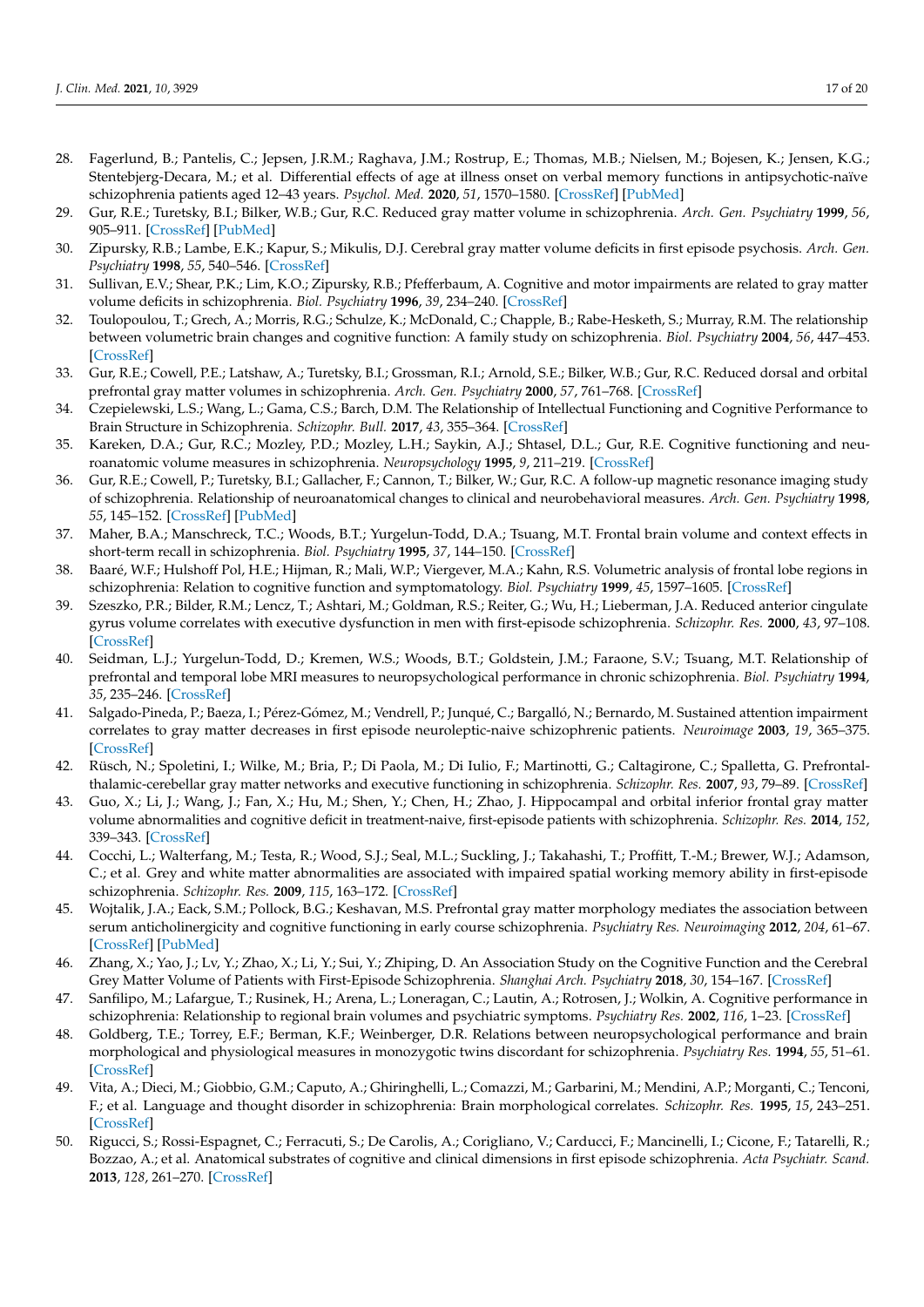28. Fagerlund, B.; Pantelis, C.; Jepsen, J.R.M.; Raghava, J.M.; Rostrup, E.; Thomas, M.B.; Nielsen, M.; Bojesen, K.; Jensen, K.G.; Stentebjerg-Decara, M.; et al. Differential effects of age at illness onset on verbal memory functions in antipsychotic-naïve schizophrenia patients aged 12–43 years. *Psychol. Med.* **2020**, *51*, 1570–1580. [CrossRef] [PubMed]
29. Gur, R.E.; Turetsky, B.I.; Bilker, W.B.; Gur, R.C. Reduced gray matter volume in schizophrenia. *Arch. Gen. Psychiatry* **1999**, *56*, 905–911. [CrossRef] [PubMed]
30. Zipursky, R.B.; Lambe, E.K.; Kapur, S.; Mikulis, D.J. Cerebral gray matter volume deficits in first episode psychosis. *Arch. Gen. Psychiatry* **1998**, *55*, 540–546. [CrossRef]
31. Sullivan, E.V.; Shear, P.K.; Lim, K.O.; Zipursky, R.B.; Pfefferbaum, A. Cognitive and motor impairments are related to gray matter volume deficits in schizophrenia. *Biol. Psychiatry* **1996**, *39*, 234–240. [CrossRef]
32. Toulopoulou, T.; Grech, A.; Morris, R.G.; Schulze, K.; McDonald, C.; Chapple, B.; Rabe-Hesketh, S.; Murray, R.M. The relationship between volumetric brain changes and cognitive function: A family study on schizophrenia. *Biol. Psychiatry* **2004**, *56*, 447–453. [CrossRef]
33. Gur, R.E.; Cowell, P.E.; Latshaw, A.; Turetsky, B.I.; Grossman, R.I.; Arnold, S.E.; Bilker, W.B.; Gur, R.C. Reduced dorsal and orbital prefrontal gray matter volumes in schizophrenia. *Arch. Gen. Psychiatry* **2000**, *57*, 761–768. [CrossRef]
34. Czepielewski, L.S.; Wang, L.; Gama, C.S.; Barch, D.M. The Relationship of Intellectual Functioning and Cognitive Performance to Brain Structure in Schizophrenia. *Schizophr. Bull.* **2017**, *43*, 355–364. [CrossRef]
35. Kareken, D.A.; Gur, R.C.; Mozley, P.D.; Mozley, L.H.; Saykin, A.J.; Shtasel, D.L.; Gur, R.E. Cognitive functioning and neuroanatomic volume measures in schizophrenia. *Neuropsychology* **1995**, *9*, 211–219. [CrossRef]
36. Gur, R.E.; Cowell, P.; Turetsky, B.I.; Gallacher, F.; Cannon, T.; Bilker, W.; Gur, R.C. A follow-up magnetic resonance imaging study of schizophrenia. Relationship of neuroanatomical changes to clinical and neurobehavioral measures. *Arch. Gen. Psychiatry* **1998**, *55*, 145–152. [CrossRef] [PubMed]
37. Maher, B.A.; Manschreck, T.C.; Woods, B.T.; Yurgelun-Todd, D.A.; Tsuang, M.T. Frontal brain volume and context effects in short-term recall in schizophrenia. *Biol. Psychiatry* **1995**, *37*, 144–150. [CrossRef]
38. Baaré, W.F.; Hulshoff Pol, H.E.; Hijman, R.; Mali, W.P.; Viergever, M.A.; Kahn, R.S. Volumetric analysis of frontal lobe regions in schizophrenia: Relation to cognitive function and symptomatology. *Biol. Psychiatry* **1999**, *45*, 1597–1605. [CrossRef]
39. Szeszko, P.R.; Bilder, R.M.; Lencz, T.; Ashtari, M.; Goldman, R.S.; Reiter, G.; Wu, H.; Lieberman, J.A. Reduced anterior cingulate gyrus volume correlates with executive dysfunction in men with first-episode schizophrenia. *Schizophr. Res.* **2000**, *43*, 97–108. [CrossRef]
40. Seidman, L.J.; Yurgelun-Todd, D.; Kremen, W.S.; Woods, B.T.; Goldstein, J.M.; Faraone, S.V.; Tsuang, M.T. Relationship of prefrontal and temporal lobe MRI measures to neuropsychological performance in chronic schizophrenia. *Biol. Psychiatry* **1994**, *35*, 235–246. [CrossRef]
41. Salgado-Pineda, P.; Baeza, I.; Pérez-Gómez, M.; Vendrell, P.; Junqué, C.; Bargalló, N.; Bernardo, M. Sustained attention impairment correlates to gray matter decreases in first episode neuroleptic-naive schizophrenic patients. *Neuroimage* **2003**, *19*, 365–375. [CrossRef]
42. Rüsch, N.; Spoletini, I.; Wilke, M.; Bria, P.; Di Paola, M.; Di Iulio, F.; Martinotti, G.; Caltagirone, C.; Spalletta, G. Prefrontal-thalamic-cerebellar gray matter networks and executive functioning in schizophrenia. *Schizophr. Res.* **2007**, *93*, 79–89. [CrossRef]
43. Guo, X.; Li, J.; Wang, J.; Fan, X.; Hu, M.; Shen, Y.; Chen, H.; Zhao, J. Hippocampal and orbital inferior frontal gray matter volume abnormalities and cognitive deficit in treatment-naive, first-episode patients with schizophrenia. *Schizophr. Res.* **2014**, *152*, 339–343. [CrossRef]
44. Cocchi, L.; Walterfang, M.; Testa, R.; Wood, S.J.; Seal, M.L.; Suckling, J.; Takahashi, T.; Proffitt, T.-M.; Brewer, W.J.; Adamson, C.; et al. Grey and white matter abnormalities are associated with impaired spatial working memory ability in first-episode schizophrenia. *Schizophr. Res.* **2009**, *115*, 163–172. [CrossRef]
45. Wojtalik, J.A.; Eack, S.M.; Pollock, B.G.; Keshavan, M.S. Prefrontal gray matter morphology mediates the association between serum anticholinergicity and cognitive functioning in early course schizophrenia. *Psychiatry Res. Neuroimaging* **2012**, *204*, 61–67. [CrossRef] [PubMed]
46. Zhang, X.; Yao, J.; Lv, Y.; Zhao, X.; Li, Y.; Sui, Y.; Zhiping, D. An Association Study on the Cognitive Function and the Cerebral Grey Matter Volume of Patients with First-Episode Schizophrenia. *Shanghai Arch. Psychiatry* **2018**, *30*, 154–167. [CrossRef]
47. Sanfilipo, M.; Lafargue, T.; Rusinek, H.; Arena, L.; Loneragan, C.; Lautin, A.; Rotrosen, J.; Wolkin, A. Cognitive performance in schizophrenia: Relationship to regional brain volumes and psychiatric symptoms. *Psychiatry Res.* **2002**, *116*, 1–23. [CrossRef]
48. Goldberg, T.E.; Torrey, E.F.; Berman, K.F.; Weinberger, D.R. Relations between neuropsychological performance and brain morphological and physiological measures in monozygotic twins discordant for schizophrenia. *Psychiatry Res.* **1994**, *55*, 51–61. [CrossRef]
49. Vita, A.; Dieci, M.; Giobbio, G.M.; Caputo, A.; Ghiringhelli, L.; Comazzi, M.; Garbarini, M.; Mendini, A.P.; Morganti, C.; Tenconi, F.; et al. Language and thought disorder in schizophrenia: Brain morphological correlates. *Schizophr. Res.* **1995**, *15*, 243–251. [CrossRef]
50. Rigucci, S.; Rossi-Espagnet, C.; Ferracuti, S.; De Carolis, A.; Corigliano, V.; Carducci, F.; Mancinelli, I.; Cicone, F.; Tatarelli, R.; Bozzao, A.; et al. Anatomical substrates of cognitive and clinical dimensions in first episode schizophrenia. *Acta Psychiatr. Scand.* **2013**, *128*, 261–270. [CrossRef]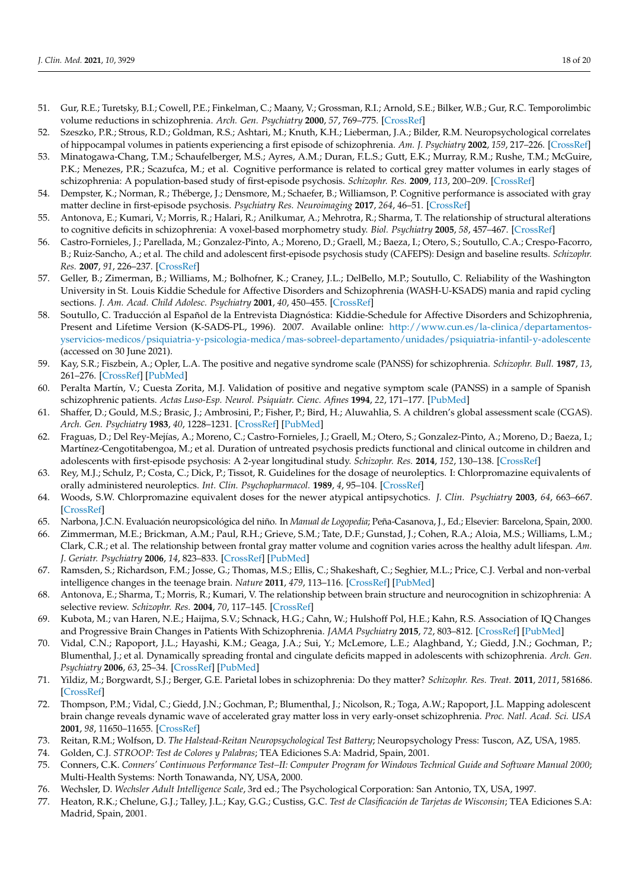51. Gur, R.E.; Turetsky, B.I.; Cowell, P.E.; Finkelman, C.; Maany, V.; Grossman, R.I.; Arnold, S.E.; Bilker, W.B.; Gur, R.C. Temporolimbic volume reductions in schizophrenia. *Arch. Gen. Psychiatry* **2000**, *57*, 769–775. [CrossRef]
52. Szeszko, P.R.; Strous, R.D.; Goldman, R.S.; Ashtari, M.; Knuth, K.H.; Lieberman, J.A.; Bilder, R.M. Neuropsychological correlates of hippocampal volumes in patients experiencing a first episode of schizophrenia. *Am. J. Psychiatry* **2002**, *159*, 217–226. [CrossRef]
53. Minatogawa-Chang, T.M.; Schaufelberger, M.S.; Ayres, A.M.; Duran, F.L.S.; Gutt, E.K.; Murray, R.M.; Rushe, T.M.; McGuire, P.K.; Menezes, P.R.; Scazufca, M.; et al. Cognitive performance is related to cortical grey matter volumes in early stages of schizophrenia: A population-based study of first-episode psychosis. *Schizophr. Res.* **2009**, *113*, 200–209. [CrossRef]
54. Dempster, K.; Norman, R.; Théberge, J.; Densmore, M.; Schaefer, B.; Williamson, P. Cognitive performance is associated with gray matter decline in first-episode psychosis. *Psychiatry Res. Neuroimaging* **2017**, *264*, 46–51. [CrossRef]
55. Antonova, E.; Kumari, V.; Morris, R.; Halari, R.; Anilkumar, A.; Mehrotra, R.; Sharma, T. The relationship of structural alterations to cognitive deficits in schizophrenia: A voxel-based morphometry study. *Biol. Psychiatry* **2005**, *58*, 457–467. [CrossRef]
56. Castro-Fornieles, J.; Parellada, M.; Gonzalez-Pinto, A.; Moreno, D.; Graell, M.; Baeza, I.; Otero, S.; Soutullo, C.A.; Crespo-Facorro, B.; Ruiz-Sancho, A.; et al. The child and adolescent first-episode psychosis study (CAFEPS): Design and baseline results. *Schizophr. Res.* **2007**, *91*, 226–237. [CrossRef]
57. Geller, B.; Zimerman, B.; Williams, M.; Bolhofner, K.; Craney, J.L.; DelBello, M.P.; Soutullo, C. Reliability of the Washington University in St. Louis Kiddie Schedule for Affective Disorders and Schizophrenia (WASH-U-KSADS) mania and rapid cycling sections. *J. Am. Acad. Child Adolesc. Psychiatry* **2001**, *40*, 450–455. [CrossRef]
58. Soutullo, C. Traducción al Español de la Entrevista Diagnóstica: Kiddie-Schedule for Affective Disorders and Schizophrenia, Present and Lifetime Version (K-SADS-PL, 1996). 2007. Available online: http://www.cun.es/la-clinica/departamentos-yservicios-medicos/psiquiatria-y-psicologia-medica/mas-sobreel-departamento/unidades/psiquiatria-infantil-y-adolescente (accessed on 30 June 2021).
59. Kay, S.R.; Fiszbein, A.; Opler, L.A. The positive and negative syndrome scale (PANSS) for schizophrenia. *Schizophr. Bull.* **1987**, *13*, 261–276. [CrossRef] [PubMed]
60. Peralta Martín, V.; Cuesta Zorita, M.J. Validation of positive and negative symptom scale (PANSS) in a sample of Spanish schizophrenic patients. *Actas Luso-Esp. Neurol. Psiquiatr. Cienc. Afines* **1994**, *22*, 171–177. [PubMed]
61. Shaffer, D.; Gould, M.S.; Brasic, J.; Ambrosini, P.; Fisher, P.; Bird, H.; Aluwahlia, S. A children's global assessment scale (CGAS). *Arch. Gen. Psychiatry* **1983**, *40*, 1228–1231. [CrossRef] [PubMed]
62. Fraguas, D.; Del Rey-Mejías, A.; Moreno, C.; Castro-Fornieles, J.; Graell, M.; Otero, S.; Gonzalez-Pinto, A.; Moreno, D.; Baeza, I.; Martínez-Cengotitabengoa, M.; et al. Duration of untreated psychosis predicts functional and clinical outcome in children and adolescents with first-episode psychosis: A 2-year longitudinal study. *Schizophr. Res.* **2014**, *152*, 130–138. [CrossRef]
63. Rey, M.J.; Schulz, P.; Costa, C.; Dick, P.; Tissot, R. Guidelines for the dosage of neuroleptics. I: Chlorpromazine equivalents of orally administered neuroleptics. *Int. Clin. Psychopharmacol.* **1989**, *4*, 95–104. [CrossRef]
64. Woods, S.W. Chlorpromazine equivalent doses for the newer atypical antipsychotics. *J. Clin. Psychiatry* **2003**, *64*, 663–667. [CrossRef]
65. Narbona, J.C.N. Evaluación neuropsicológica del niño. In *Manual de Logopedia*; Peña-Casanova, J., Ed.; Elsevier: Barcelona, Spain, 2000.
66. Zimmerman, M.E.; Brickman, A.M.; Paul, R.H.; Grieve, S.M.; Tate, D.F.; Gunstad, J.; Cohen, R.A.; Aloia, M.S.; Williams, L.M.; Clark, C.R.; et al. The relationship between frontal gray matter volume and cognition varies across the healthy adult lifespan. *Am. J. Geriatr. Psychiatry* **2006**, *14*, 823–833. [CrossRef] [PubMed]
67. Ramsden, S.; Richardson, F.M.; Josse, G.; Thomas, M.S.; Ellis, C.; Shakeshaft, C.; Seghier, M.L.; Price, C.J. Verbal and non-verbal intelligence changes in the teenage brain. *Nature* **2011**, *479*, 113–116. [CrossRef] [PubMed]
68. Antonova, E.; Sharma, T.; Morris, R.; Kumari, V. The relationship between brain structure and neurocognition in schizophrenia: A selective review. *Schizophr. Res.* **2004**, *70*, 117–145. [CrossRef]
69. Kubota, M.; van Haren, N.E.; Haijma, S.V.; Schnack, H.G.; Cahn, W.; Hulshoff Pol, H.E.; Kahn, R.S. Association of IQ Changes and Progressive Brain Changes in Patients With Schizophrenia. *JAMA Psychiatry* **2015**, *72*, 803–812. [CrossRef] [PubMed]
70. Vidal, C.N.; Rapoport, J.L.; Hayashi, K.M.; Geaga, J.A.; Sui, Y.; McLemore, L.E.; Alaghband, Y.; Giedd, J.N.; Gochman, P.; Blumenthal, J.; et al. Dynamically spreading frontal and cingulate deficits mapped in adolescents with schizophrenia. *Arch. Gen. Psychiatry* **2006**, *63*, 25–34. [CrossRef] [PubMed]
71. Yildiz, M.; Borgwardt, S.J.; Berger, G.E. Parietal lobes in schizophrenia: Do they matter? *Schizophr. Res. Treat.* **2011**, *2011*, 581686. [CrossRef]
72. Thompson, P.M.; Vidal, C.; Giedd, J.N.; Gochman, P.; Blumenthal, J.; Nicolson, R.; Toga, A.W.; Rapoport, J.L. Mapping adolescent brain change reveals dynamic wave of accelerated gray matter loss in very early-onset schizophrenia. *Proc. Natl. Acad. Sci. USA* **2001**, *98*, 11650–11655. [CrossRef]
73. Reitan, R.M.; Wolfson, D. *The Halstead-Reitan Neuropsychological Test Battery*; Neuropsychology Press: Tuscon, AZ, USA, 1985.
74. Golden, C.J. *STROOP: Test de Colores y Palabras*; TEA Ediciones S.A: Madrid, Spain, 2001.
75. Conners, C.K. *Conners' Continuous Performance Test–II: Computer Program for Windows Technical Guide and Software Manual 2000*; Multi-Health Systems: North Tonawanda, NY, USA, 2000.
76. Wechsler, D. *Wechsler Adult Intelligence Scale*, 3rd ed.; The Psychological Corporation: San Antonio, TX, USA, 1997.
77. Heaton, R.K.; Chelune, G.J.; Talley, J.L.; Kay, G.G.; Custiss, G.C. *Test de Clasificación de Tarjetas de Wisconsin*; TEA Ediciones S.A: Madrid, Spain, 2001.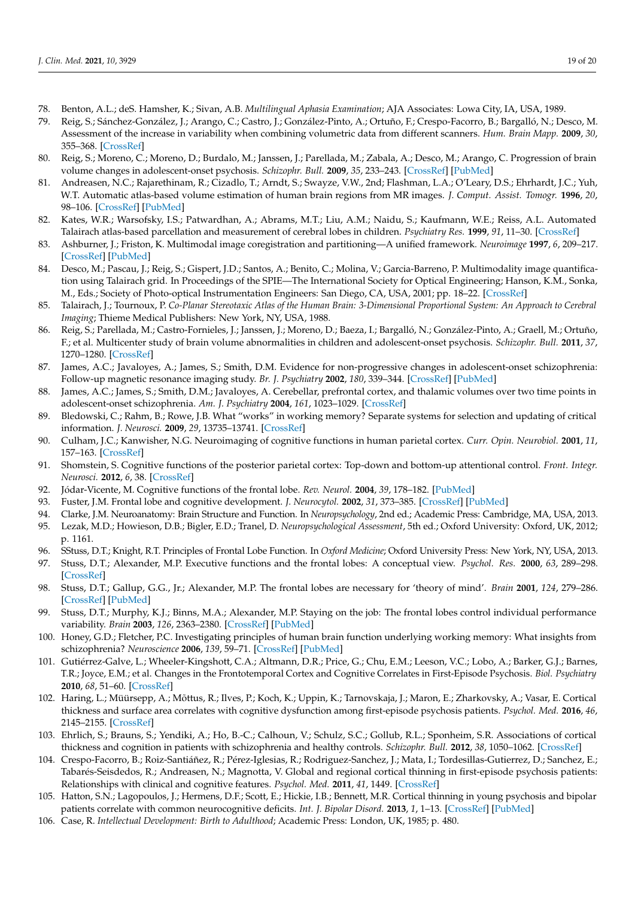78. Benton, A.L.; deS. Hamsher, K.; Sivan, A.B. *Multilingual Aphasia Examination*; AJA Associates: Lowa City, IA, USA, 1989.
79. Reig, S.; Sánchez-González, J.; Arango, C.; Castro, J.; González-Pinto, A.; Ortuño, F.; Crespo-Facorro, B.; Bargalló, N.; Desco, M. Assessment of the increase in variability when combining volumetric data from different scanners. *Hum. Brain Mapp.* **2009**, *30*, 355–368. [CrossRef]
80. Reig, S.; Moreno, C.; Moreno, D.; Burdalo, M.; Janssen, J.; Parellada, M.; Zabala, A.; Desco, M.; Arango, C. Progression of brain volume changes in adolescent-onset psychosis. *Schizophr. Bull.* **2009**, *35*, 233–243. [CrossRef] [PubMed]
81. Andreasen, N.C.; Rajarethinam, R.; Cizadlo, T.; Arndt, S.; Swayze, V.W., 2nd; Flashman, L.A.; O'Leary, D.S.; Ehrhardt, J.C.; Yuh, W.T. Automatic atlas-based volume estimation of human brain regions from MR images. *J. Comput. Assist. Tomogr.* **1996**, *20*, 98–106. [CrossRef] [PubMed]
82. Kates, W.R.; Warsofsky, I.S.; Patwardhan, A.; Abrams, M.T.; Liu, A.M.; Naidu, S.; Kaufmann, W.E.; Reiss, A.L. Automated Talairach atlas-based parcellation and measurement of cerebral lobes in children. *Psychiatry Res.* **1999**, *91*, 11–30. [CrossRef]
83. Ashburner, J.; Friston, K. Multimodal image coregistration and partitioning—A unified framework. *Neuroimage* **1997**, *6*, 209–217. [CrossRef] [PubMed]
84. Desco, M.; Pascau, J.; Reig, S.; Gispert, J.D.; Santos, A.; Benito, C.; Molina, V.; Garcia-Barreno, P. Multimodality image quantification using Talairach grid. In Proceedings of the SPIE—The International Society for Optical Engineering; Hanson, K.M., Sonka, M., Eds.; Society of Photo-optical Instrumentation Engineers: San Diego, CA, USA, 2001; pp. 18–22. [CrossRef]
85. Talairach, J.; Tournoux, P. *Co-Planar Stereotaxic Atlas of the Human Brain: 3-Dimensional Proportional System: An Approach to Cerebral Imaging*; Thieme Medical Publishers: New York, NY, USA, 1988.
86. Reig, S.; Parellada, M.; Castro-Fornieles, J.; Janssen, J.; Moreno, D.; Baeza, I.; Bargalló, N.; González-Pinto, A.; Graell, M.; Ortuño, F.; et al. Multicenter study of brain volume abnormalities in children and adolescent-onset psychosis. *Schizophr. Bull.* **2011**, *37*, 1270–1280. [CrossRef]
87. James, A.C.; Javaloyes, A.; James, S.; Smith, D.M. Evidence for non-progressive changes in adolescent-onset schizophrenia: Follow-up magnetic resonance imaging study. *Br. J. Psychiatry* **2002**, *180*, 339–344. [CrossRef] [PubMed]
88. James, A.C.; James, S.; Smith, D.M.; Javaloyes, A. Cerebellar, prefrontal cortex, and thalamic volumes over two time points in adolescent-onset schizophrenia. *Am. J. Psychiatry* **2004**, *161*, 1023–1029. [CrossRef]
89. Bledowski, C.; Rahm, B.; Rowe, J.B. What "works" in working memory? Separate systems for selection and updating of critical information. *J. Neurosci.* **2009**, *29*, 13735–13741. [CrossRef]
90. Culham, J.C.; Kanwisher, N.G. Neuroimaging of cognitive functions in human parietal cortex. *Curr. Opin. Neurobiol.* **2001**, *11*, 157–163. [CrossRef]
91. Shomstein, S. Cognitive functions of the posterior parietal cortex: Top-down and bottom-up attentional control. *Front. Integr. Neurosci.* **2012**, *6*, 38. [CrossRef]
92. Jódar-Vicente, M. Cognitive functions of the frontal lobe. *Rev. Neurol.* **2004**, *39*, 178–182. [PubMed]
93. Fuster, J.M. Frontal lobe and cognitive development. *J. Neurocytol.* **2002**, *31*, 373–385. [CrossRef] [PubMed]
94. Clarke, J.M. Neuroanatomy: Brain Structure and Function. In *Neuropsychology*, 2nd ed.; Academic Press: Cambridge, MA, USA, 2013.
95. Lezak, M.D.; Howieson, D.B.; Bigler, E.D.; Tranel, D. *Neuropsychological Assessment*, 5th ed.; Oxford University: Oxford, UK, 2012; p. 1161.
96. SStuss, D.T.; Knight, R.T. Principles of Frontal Lobe Function. In *Oxford Medicine*; Oxford University Press: New York, NY, USA, 2013.
97. Stuss, D.T.; Alexander, M.P. Executive functions and the frontal lobes: A conceptual view. *Psychol. Res.* **2000**, *63*, 289–298. [CrossRef]
98. Stuss, D.T.; Gallup, G.G., Jr.; Alexander, M.P. The frontal lobes are necessary for 'theory of mind'. *Brain* **2001**, *124*, 279–286. [CrossRef] [PubMed]
99. Stuss, D.T.; Murphy, K.J.; Binns, M.A.; Alexander, M.P. Staying on the job: The frontal lobes control individual performance variability. *Brain* **2003**, *126*, 2363–2380. [CrossRef] [PubMed]
100. Honey, G.D.; Fletcher, P.C. Investigating principles of human brain function underlying working memory: What insights from schizophrenia? *Neuroscience* **2006**, *139*, 59–71. [CrossRef] [PubMed]
101. Gutiérrez-Galve, L.; Wheeler-Kingshott, C.A.; Altmann, D.R.; Price, G.; Chu, E.M.; Leeson, V.C.; Lobo, A.; Barker, G.J.; Barnes, T.R.; Joyce, E.M.; et al. Changes in the Frontotemporal Cortex and Cognitive Correlates in First-Episode Psychosis. *Biol. Psychiatry* **2010**, *68*, 51–60. [CrossRef]
102. Haring, L.; Müürsepp, A.; Mõttus, R.; Ilves, P.; Koch, K.; Uppin, K.; Tarnovskaja, J.; Maron, E.; Zharkovsky, A.; Vasar, E. Cortical thickness and surface area correlates with cognitive dysfunction among first-episode psychosis patients. *Psychol. Med.* **2016**, *46*, 2145–2155. [CrossRef]
103. Ehrlich, S.; Brauns, S.; Yendiki, A.; Ho, B.-C.; Calhoun, V.; Schulz, S.C.; Gollub, R.L.; Sponheim, S.R. Associations of cortical thickness and cognition in patients with schizophrenia and healthy controls. *Schizophr. Bull.* **2012**, *38*, 1050–1062. [CrossRef]
104. Crespo-Facorro, B.; Roiz-Santiáñez, R.; Pérez-Iglesias, R.; Rodriguez-Sanchez, J.; Mata, I.; Tordesillas-Gutierrez, D.; Sanchez, E.; Tabarés-Seisdedos, R.; Andreasen, N.; Magnotta, V. Global and regional cortical thinning in first-episode psychosis patients: Relationships with clinical and cognitive features. *Psychol. Med.* **2011**, *41*, 1449. [CrossRef]
105. Hatton, S.N.; Lagopoulos, J.; Hermens, D.F.; Scott, E.; Hickie, I.B.; Bennett, M.R. Cortical thinning in young psychosis and bipolar patients correlate with common neurocognitive deficits. *Int. J. Bipolar Disord.* **2013**, *1*, 1–13. [CrossRef] [PubMed]
106. Case, R. *Intellectual Development: Birth to Adulthood*; Academic Press: London, UK, 1985; p. 480.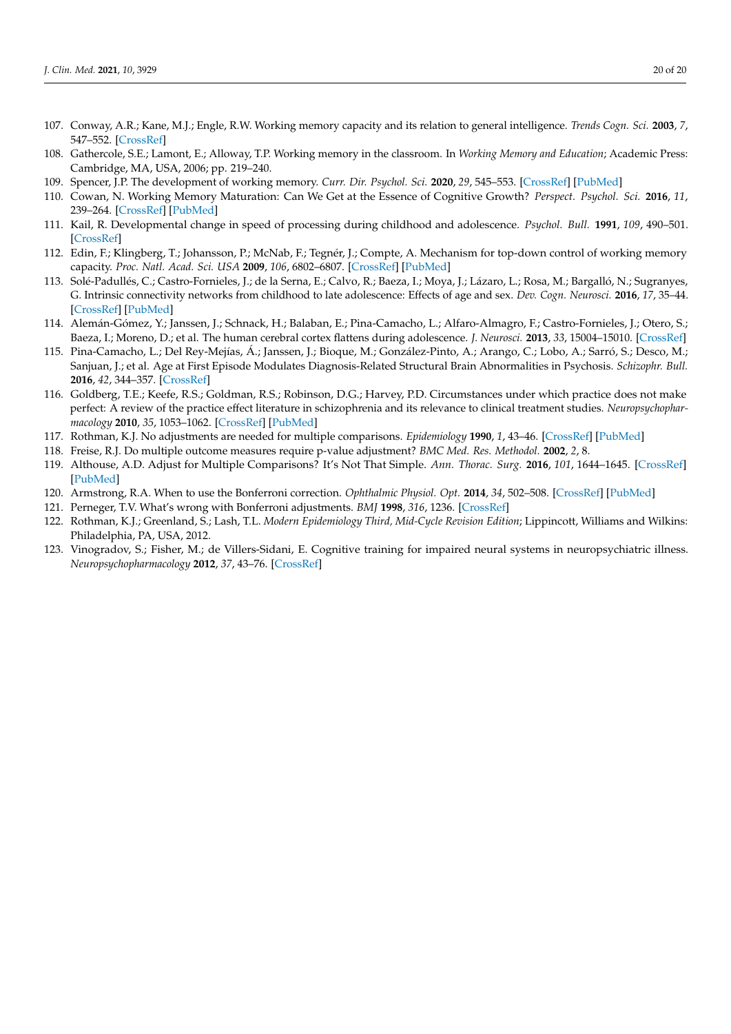107. Conway, A.R.; Kane, M.J.; Engle, R.W. Working memory capacity and its relation to general intelligence. *Trends Cogn. Sci.* **2003**, *7*, 547–552. [CrossRef]
108. Gathercole, S.E.; Lamont, E.; Alloway, T.P. Working memory in the classroom. In *Working Memory and Education*; Academic Press: Cambridge, MA, USA, 2006; pp. 219–240.
109. Spencer, J.P. The development of working memory. *Curr. Dir. Psychol. Sci.* **2020**, *29*, 545–553. [CrossRef] [PubMed]
110. Cowan, N. Working Memory Maturation: Can We Get at the Essence of Cognitive Growth? *Perspect. Psychol. Sci.* **2016**, *11*, 239–264. [CrossRef] [PubMed]
111. Kail, R. Developmental change in speed of processing during childhood and adolescence. *Psychol. Bull.* **1991**, *109*, 490–501. [CrossRef]
112. Edin, F.; Klingberg, T.; Johansson, P.; McNab, F.; Tegnér, J.; Compte, A. Mechanism for top-down control of working memory capacity. *Proc. Natl. Acad. Sci. USA* **2009**, *106*, 6802–6807. [CrossRef] [PubMed]
113. Solé-Padullés, C.; Castro-Fornieles, J.; de la Serna, E.; Calvo, R.; Baeza, I.; Moya, J.; Lázaro, L.; Rosa, M.; Bargalló, N.; Sugranyes, G. Intrinsic connectivity networks from childhood to late adolescence: Effects of age and sex. *Dev. Cogn. Neurosci.* **2016**, *17*, 35–44. [CrossRef] [PubMed]
114. Alemán-Gómez, Y.; Janssen, J.; Schnack, H.; Balaban, E.; Pina-Camacho, L.; Alfaro-Almagro, F.; Castro-Fornieles, J.; Otero, S.; Baeza, I.; Moreno, D.; et al. The human cerebral cortex flattens during adolescence. *J. Neurosci.* **2013**, *33*, 15004–15010. [CrossRef]
115. Pina-Camacho, L.; Del Rey-Mejías, Á.; Janssen, J.; Bioque, M.; González-Pinto, A.; Arango, C.; Lobo, A.; Sarró, S.; Desco, M.; Sanjuan, J.; et al. Age at First Episode Modulates Diagnosis-Related Structural Brain Abnormalities in Psychosis. *Schizophr. Bull.* **2016**, *42*, 344–357. [CrossRef]
116. Goldberg, T.E.; Keefe, R.S.; Goldman, R.S.; Robinson, D.G.; Harvey, P.D. Circumstances under which practice does not make perfect: A review of the practice effect literature in schizophrenia and its relevance to clinical treatment studies. *Neuropsychopharmacology* **2010**, *35*, 1053–1062. [CrossRef] [PubMed]
117. Rothman, K.J. No adjustments are needed for multiple comparisons. *Epidemiology* **1990**, *1*, 43–46. [CrossRef] [PubMed]
118. Freise, R.J. Do multiple outcome measures require p-value adjustment? *BMC Med. Res. Methodol.* **2002**, *2*, 8.
119. Althouse, A.D. Adjust for Multiple Comparisons? It's Not That Simple. *Ann. Thorac. Surg.* **2016**, *101*, 1644–1645. [CrossRef] [PubMed]
120. Armstrong, R.A. When to use the Bonferroni correction. *Ophthalmic Physiol. Opt.* **2014**, *34*, 502–508. [CrossRef] [PubMed]
121. Perneger, T.V. What's wrong with Bonferroni adjustments. *BMJ* **1998**, *316*, 1236. [CrossRef]
122. Rothman, K.J.; Greenland, S.; Lash, T.L. *Modern Epidemiology Third, Mid-Cycle Revision Edition*; Lippincott, Williams and Wilkins: Philadelphia, PA, USA, 2012.
123. Vinogradov, S.; Fisher, M.; de Villers-Sidani, E. Cognitive training for impaired neural systems in neuropsychiatric illness. *Neuropsychopharmacology* **2012**, *37*, 43–76. [CrossRef]